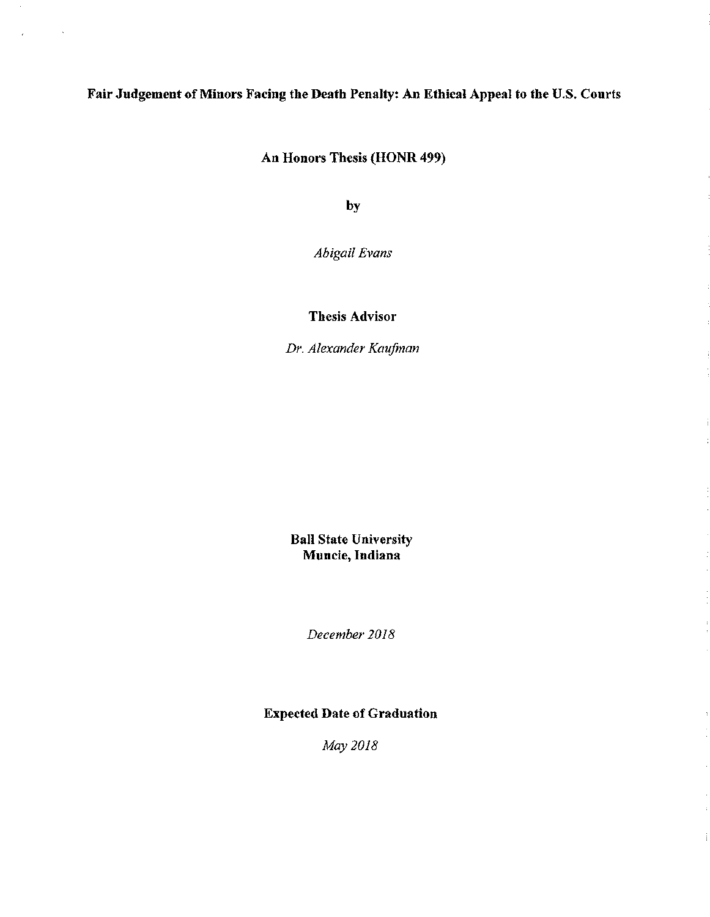**Fair Judgement of Minors Facing the Death Penalty: An Ethical Appeal to the U.S. Courts**

**An Honors Thesis (HONR 499)**

**by**

*Abigail Evans*

**Thesis Advisor**

*Dr. Alexander Kaufman*

**Ball State University**
**Muncie, Indiana**

*December 2018*

**Expected Date of Graduation**

*May 2018*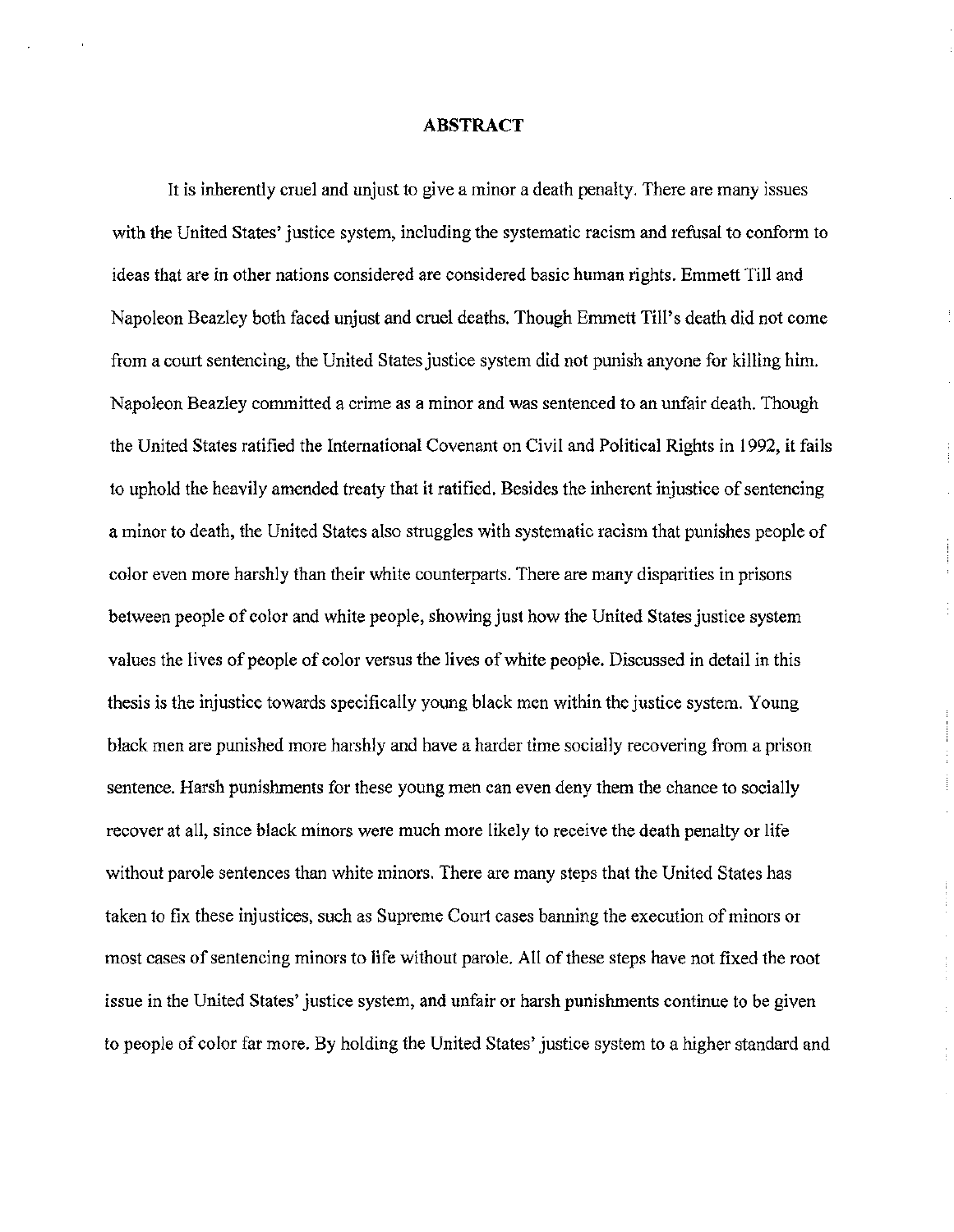# ABSTRACT

It is inherently cruel and unjust to give a minor a death penalty. There are many issues with the United States' justice system, including the systematic racism and refusal to conform to ideas that are in other nations considered are considered basic human rights. Emmett Till and Napoleon Beazley both faced unjust and cruel deaths. Though Emmett Till's death did not come from a court sentencing, the United States justice system did not punish anyone for killing him. Napoleon Beazley committed a crime as a minor and was sentenced to an unfair death. Though the United States ratified the International Covenant on Civil and Political Rights in 1992, it fails to uphold the heavily amended treaty that it ratified. Besides the inherent injustice of sentencing a minor to death, the United States also struggles with systematic racism that punishes people of color even more harshly than their white counterparts. There are many disparities in prisons between people of color and white people, showing just how the United States justice system values the lives of people of color versus the lives of white people. Discussed in detail in this thesis is the injustice towards specifically young black men within the justice system. Young black men are punished more harshly and have a harder time socially recovering from a prison sentence. Harsh punishments for these young men can even deny them the chance to socially recover at all, since black minors were much more likely to receive the death penalty or life without parole sentences than white minors. There are many steps that the United States has taken to fix these injustices, such as Supreme Court cases banning the execution of minors or most cases of sentencing minors to life without parole. All of these steps have not fixed the root issue in the United States' justice system, and unfair or harsh punishments continue to be given to people of color far more. By holding the United States' justice system to a higher standard and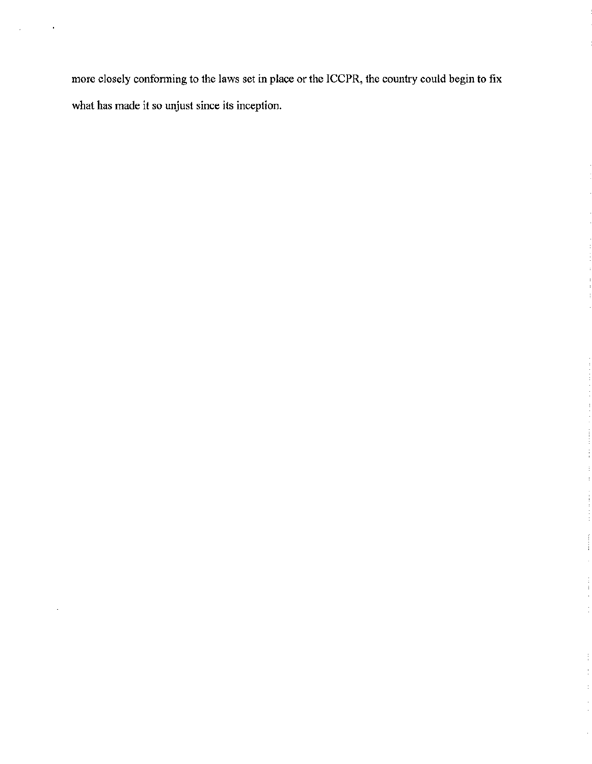more closely conforming to the laws set in place or the ICCPR, the country could begin to fix what has made it so unjust since its inception.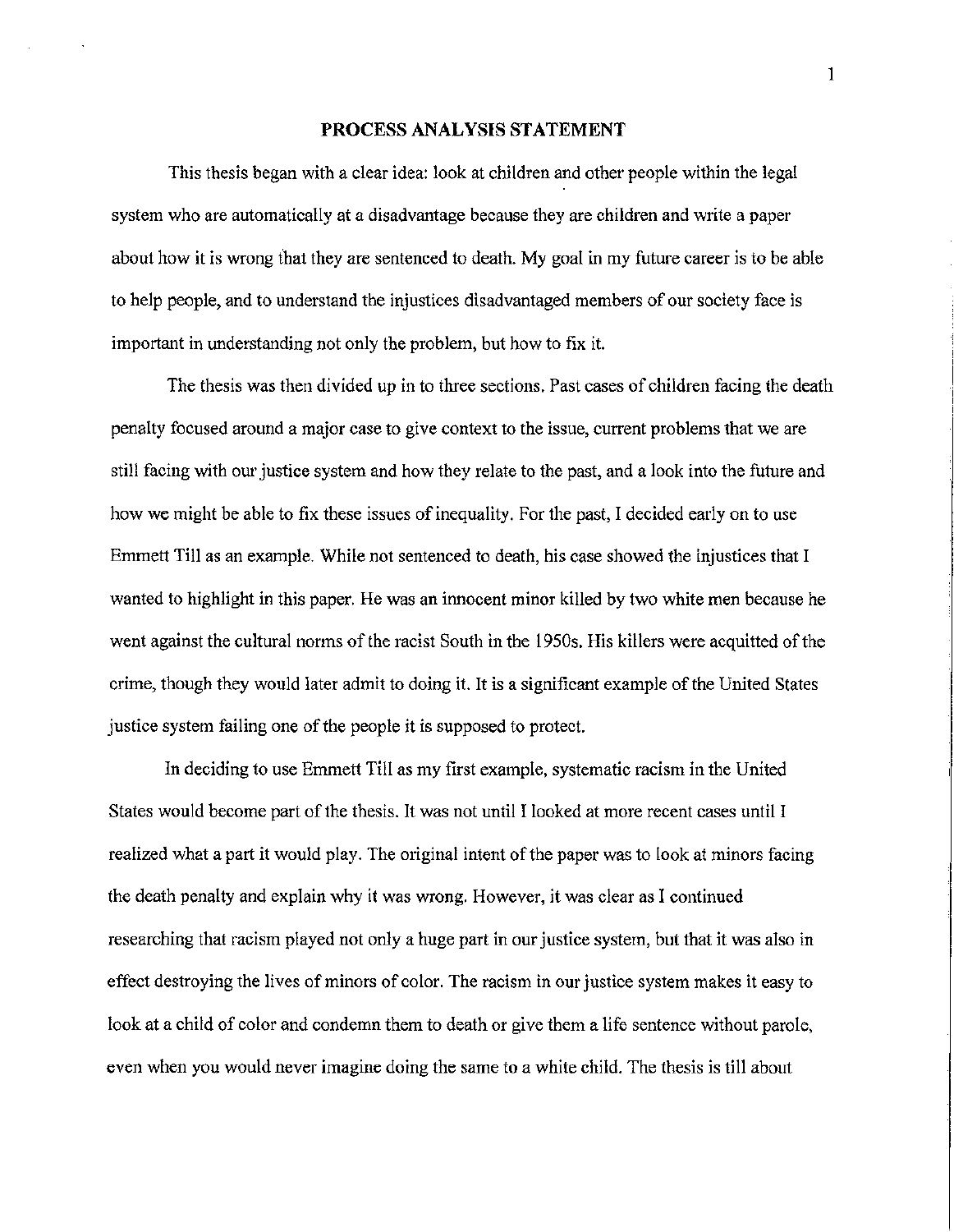# PROCESS ANALYSIS STATEMENT

This thesis began with a clear idea: look at children and other people within the legal system who are automatically at a disadvantage because they are children and write a paper about how it is wrong that they are sentenced to death. My goal in my future career is to be able to help people, and to understand the injustices disadvantaged members of our society face is important in understanding not only the problem, but how to fix it.

The thesis was then divided up in to three sections. Past cases of children facing the death penalty focused around a major case to give context to the issue, current problems that we are still facing with our justice system and how they relate to the past, and a look into the future and how we might be able to fix these issues of inequality. For the past, I decided early on to use Emmett Till as an example. While not sentenced to death, his case showed the injustices that I wanted to highlight in this paper. He was an innocent minor killed by two white men because he went against the cultural norms of the racist South in the 1950s. His killers were acquitted of the crime, though they would later admit to doing it. It is a significant example of the United States justice system failing one of the people it is supposed to protect.

In deciding to use Emmett Till as my first example, systematic racism in the United States would become part of the thesis. It was not until I looked at more recent cases until I realized what a part it would play. The original intent of the paper was to look at minors facing the death penalty and explain why it was wrong. However, it was clear as I continued researching that racism played not only a huge part in our justice system, but that it was also in effect destroying the lives of minors of color. The racism in our justice system makes it easy to look at a child of color and condemn them to death or give them a life sentence without parole, even when you would never imagine doing the same to a white child. The thesis is till about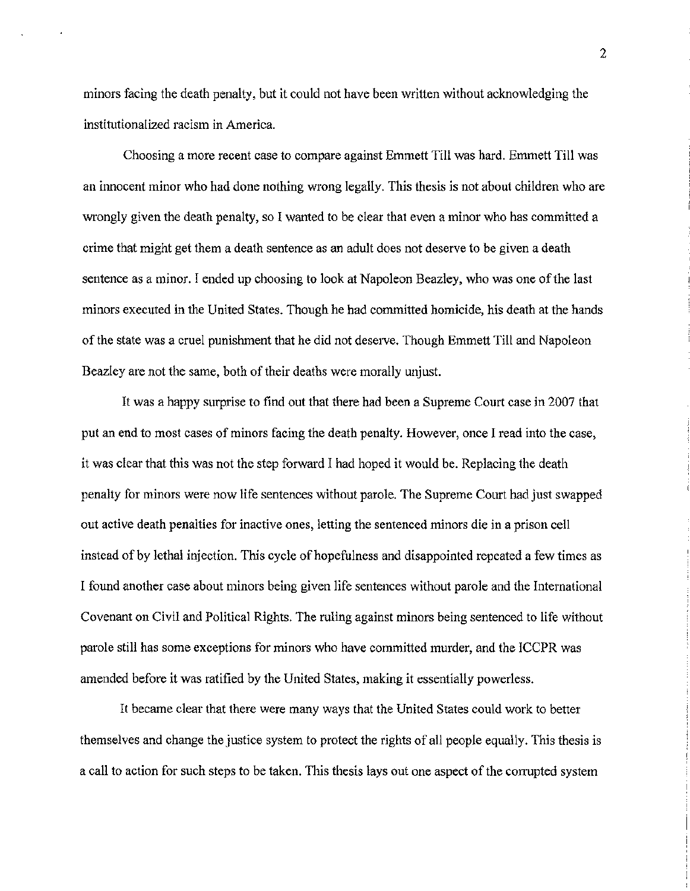minors facing the death penalty, but it could not have been written without acknowledging the institutionalized racism in America.

Choosing a more recent case to compare against Emmett Till was hard. Emmett Till was an innocent minor who had done nothing wrong legally. This thesis is not about children who are wrongly given the death penalty, so I wanted to be clear that even a minor who has committed a crime that might get them a death sentence as an adult does not deserve to be given a death sentence as a minor. I ended up choosing to look at Napoleon Beazley, who was one of the last minors executed in the United States. Though he had committed homicide, his death at the hands of the state was a cruel punishment that he did not deserve. Though Emmett Till and Napoleon Beazley are not the same, both of their deaths were morally unjust.

It was a happy surprise to find out that there had been a Supreme Court case in 2007 that put an end to most cases of minors facing the death penalty. However, once I read into the case, it was clear that this was not the step forward I had hoped it would be. Replacing the death penalty for minors were now life sentences without parole. The Supreme Court had just swapped out active death penalties for inactive ones, letting the sentenced minors die in a prison cell instead of by lethal injection. This cycle of hopefulness and disappointed repeated a few times as I found another case about minors being given life sentences without parole and the International Covenant on Civil and Political Rights. The ruling against minors being sentenced to life without parole still has some exceptions for minors who have committed murder, and the ICCPR was amended before it was ratified by the United States, making it essentially powerless.

It became clear that there were many ways that the United States could work to better themselves and change the justice system to protect the rights of all people equally. This thesis is a call to action for such steps to be taken. This thesis lays out one aspect of the corrupted system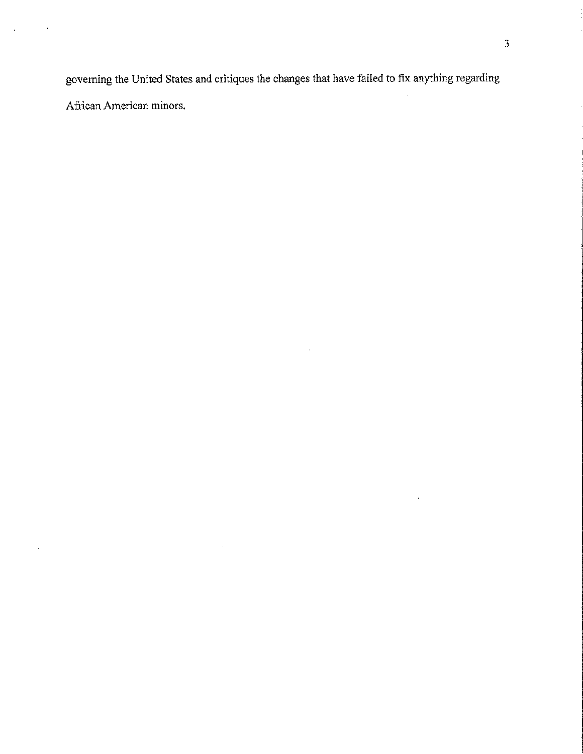governing the United States and critiques the changes that have failed to fix anything regarding African American minors.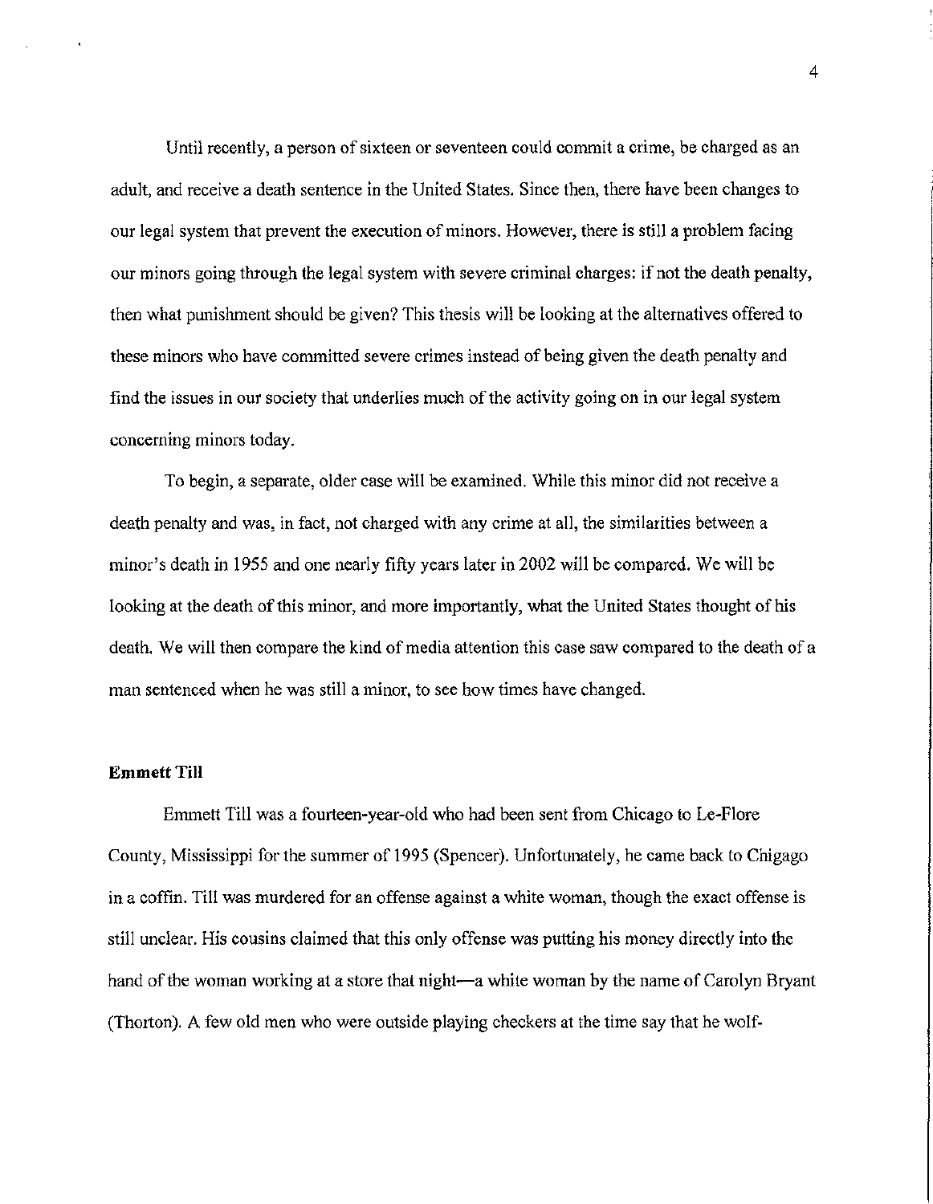Until recently, a person of sixteen or seventeen could commit a crime, be charged as an adult, and receive a death sentence in the United States. Since then, there have been changes to our legal system that prevent the execution of minors. However, there is still a problem facing our minors going through the legal system with severe criminal charges: if not the death penalty, then what punishment should be given? This thesis will be looking at the alternatives offered to these minors who have committed severe crimes instead of being given the death penalty and find the issues in our society that underlies much of the activity going on in our legal system concerning minors today.

To begin, a separate, older case will be examined. While this minor did not receive a death penalty and was, in fact, not charged with any crime at all, the similarities between a minor's death in 1955 and one nearly fifty years later in 2002 will be compared. We will be looking at the death of this minor, and more importantly, what the United States thought of his death. We will then compare the kind of media attention this case saw compared to the death of a man sentenced when he was still a minor, to see how times have changed.

**Emmett Till**

Emmett Till was a fourteen-year-old who had been sent from Chicago to Le-Flore County, Mississippi for the summer of 1995 (Spencer). Unfortunately, he came back to Chigago in a coffin. Till was murdered for an offense against a white woman, though the exact offense is still unclear. His cousins claimed that this only offense was putting his money directly into the hand of the woman working at a store that night—a white woman by the name of Carolyn Bryant (Thorton). A few old men who were outside playing checkers at the time say that he wolf-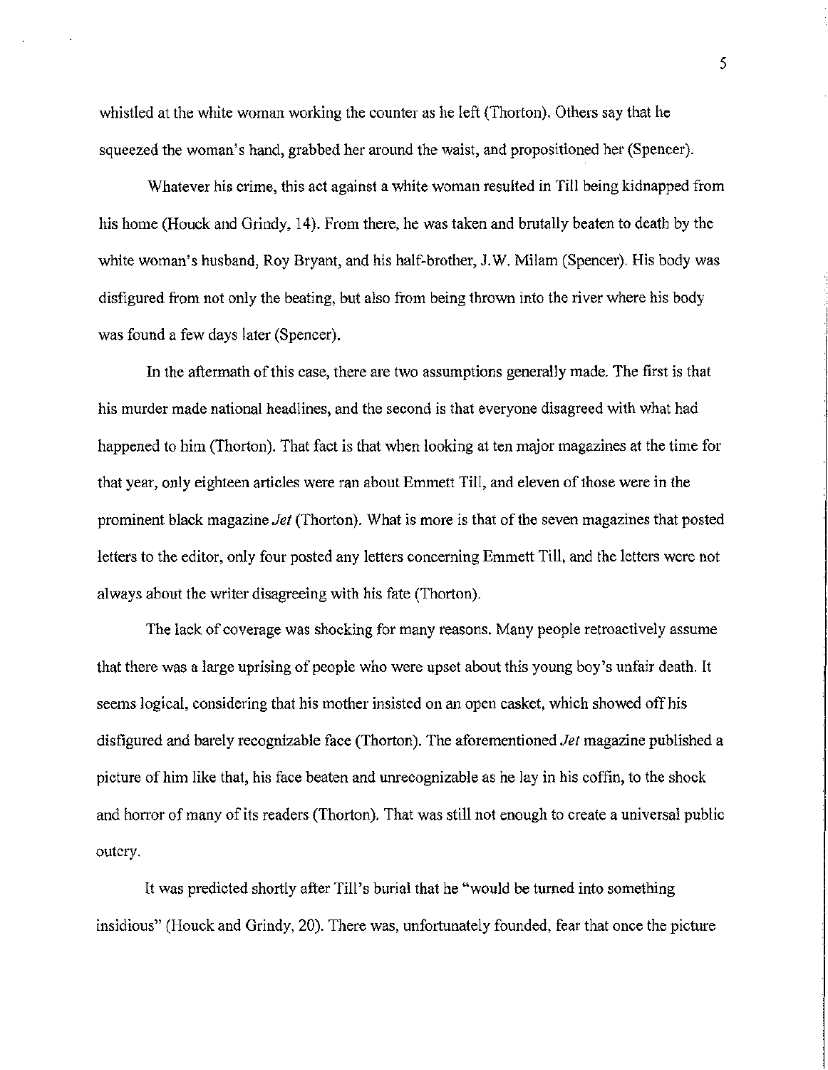whistled at the white woman working the counter as he left (Thorton). Others say that he squeezed the woman's hand, grabbed her around the waist, and propositioned her (Spencer).

Whatever his crime, this act against a white woman resulted in Till being kidnapped from his home (Houck and Grindy, 14). From there, he was taken and brutally beaten to death by the white woman's husband, Roy Bryant, and his half-brother, J.W. Milam (Spencer). His body was disfigured from not only the beating, but also from being thrown into the river where his body was found a few days later (Spencer).

In the aftermath of this case, there are two assumptions generally made. The first is that his murder made national headlines, and the second is that everyone disagreed with what had happened to him (Thorton). That fact is that when looking at ten major magazines at the time for that year, only eighteen articles were ran about Emmett Till, and eleven of those were in the prominent black magazine *Jet* (Thorton). What is more is that of the seven magazines that posted letters to the editor, only four posted any letters concerning Emmett Till, and the letters were not always about the writer disagreeing with his fate (Thorton).

The lack of coverage was shocking for many reasons. Many people retroactively assume that there was a large uprising of people who were upset about this young boy's unfair death. It seems logical, considering that his mother insisted on an open casket, which showed off his disfigured and barely recognizable face (Thorton). The aforementioned *Jet* magazine published a picture of him like that, his face beaten and unrecognizable as he lay in his coffin, to the shock and horror of many of its readers (Thorton). That was still not enough to create a universal public outcry.

It was predicted shortly after Till's burial that he "would be turned into something insidious" (Houck and Grindy, 20). There was, unfortunately founded, fear that once the picture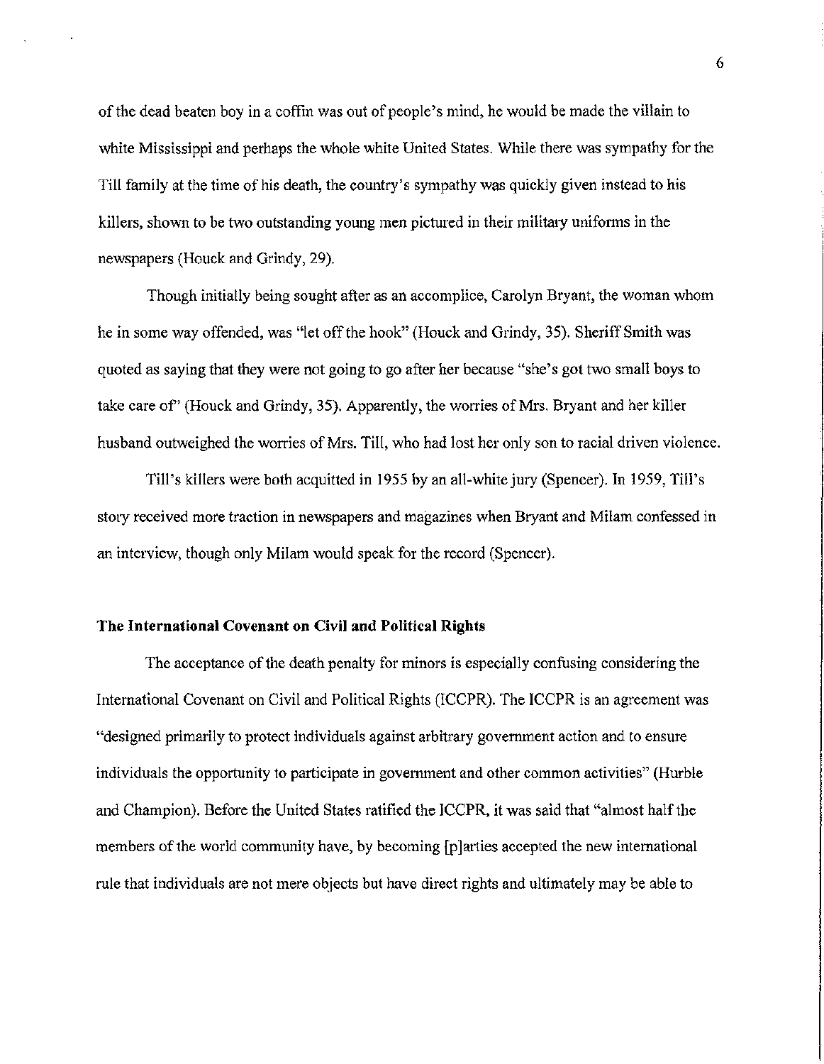of the dead beaten boy in a coffin was out of people's mind, he would be made the villain to white Mississippi and perhaps the whole white United States. While there was sympathy for the Till family at the time of his death, the country's sympathy was quickly given instead to his killers, shown to be two outstanding young men pictured in their military uniforms in the newspapers (Houck and Grindy, 29).

Though initially being sought after as an accomplice, Carolyn Bryant, the woman whom he in some way offended, was "let off the hook" (Houck and Grindy, 35). Sheriff Smith was quoted as saying that they were not going to go after her because "she's got two small boys to take care of" (Houck and Grindy, 35). Apparently, the worries of Mrs. Bryant and her killer husband outweighed the worries of Mrs. Till, who had lost her only son to racial driven violence.

Till's killers were both acquitted in 1955 by an all-white jury (Spencer). In 1959, Till's story received more traction in newspapers and magazines when Bryant and Milam confessed in an interview, though only Milam would speak for the record (Spencer).

**The International Covenant on Civil and Political Rights**

The acceptance of the death penalty for minors is especially confusing considering the International Covenant on Civil and Political Rights (ICCPR). The ICCPR is an agreement was "designed primarily to protect individuals against arbitrary government action and to ensure individuals the opportunity to participate in government and other common activities" (Hurble and Champion). Before the United States ratified the ICCPR, it was said that "almost half the members of the world community have, by becoming [p]arties accepted the new international rule that individuals are not mere objects but have direct rights and ultimately may be able to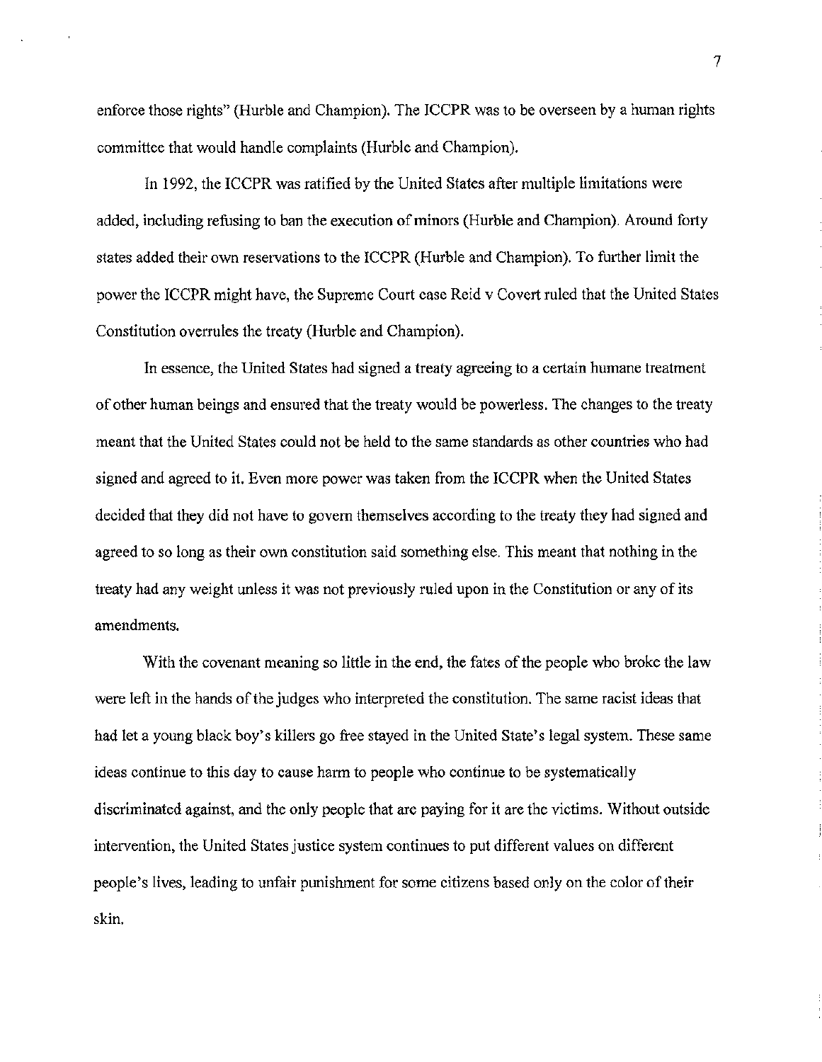enforce those rights" (Hurble and Champion). The ICCPR was to be overseen by a human rights committee that would handle complaints (Hurble and Champion).

In 1992, the ICCPR was ratified by the United States after multiple limitations were added, including refusing to ban the execution of minors (Hurble and Champion). Around forty states added their own reservations to the ICCPR (Hurble and Champion). To further limit the power the ICCPR might have, the Supreme Court case Reid v Covert ruled that the United States Constitution overrules the treaty (Hurble and Champion).

In essence, the United States had signed a treaty agreeing to a certain humane treatment of other human beings and ensured that the treaty would be powerless. The changes to the treaty meant that the United States could not be held to the same standards as other countries who had signed and agreed to it. Even more power was taken from the ICCPR when the United States decided that they did not have to govern themselves according to the treaty they had signed and agreed to so long as their own constitution said something else. This meant that nothing in the treaty had any weight unless it was not previously ruled upon in the Constitution or any of its amendments.

With the covenant meaning so little in the end, the fates of the people who broke the law were left in the hands of the judges who interpreted the constitution. The same racist ideas that had let a young black boy's killers go free stayed in the United State's legal system. These same ideas continue to this day to cause harm to people who continue to be systematically discriminated against, and the only people that are paying for it are the victims. Without outside intervention, the United States justice system continues to put different values on different people's lives, leading to unfair punishment for some citizens based only on the color of their skin.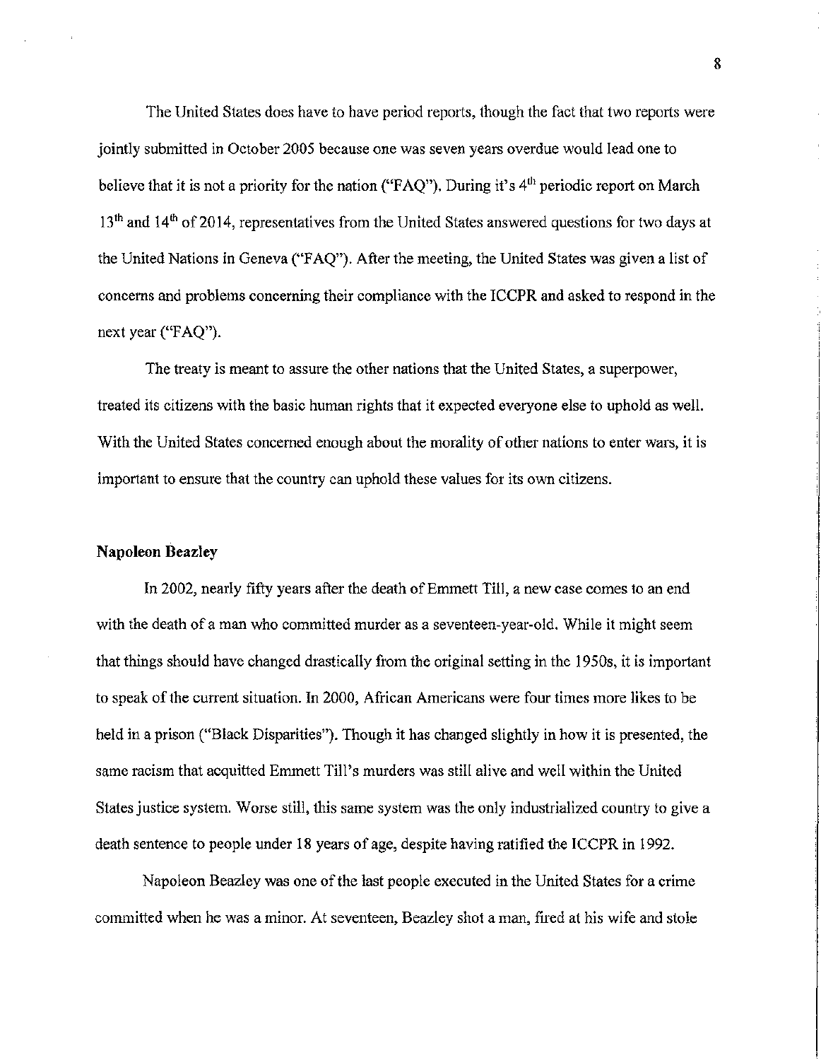The United States does have to have period reports, though the fact that two reports were jointly submitted in October 2005 because one was seven years overdue would lead one to believe that it is not a priority for the nation ("FAQ"). During it's 4th periodic report on March 13th and 14th of 2014, representatives from the United States answered questions for two days at the United Nations in Geneva ("FAQ"). After the meeting, the United States was given a list of concerns and problems concerning their compliance with the ICCPR and asked to respond in the next year ("FAQ").

The treaty is meant to assure the other nations that the United States, a superpower, treated its citizens with the basic human rights that it expected everyone else to uphold as well. With the United States concerned enough about the morality of other nations to enter wars, it is important to ensure that the country can uphold these values for its own citizens.

**Napoleon Beazley**

In 2002, nearly fifty years after the death of Emmett Till, a new case comes to an end with the death of a man who committed murder as a seventeen-year-old. While it might seem that things should have changed drastically from the original setting in the 1950s, it is important to speak of the current situation. In 2000, African Americans were four times more likes to be held in a prison ("Black Disparities"). Though it has changed slightly in how it is presented, the same racism that acquitted Emmett Till's murders was still alive and well within the United States justice system. Worse still, this same system was the only industrialized country to give a death sentence to people under 18 years of age, despite having ratified the ICCPR in 1992.

Napoleon Beazley was one of the last people executed in the United States for a crime committed when he was a minor. At seventeen, Beazley shot a man, fired at his wife and stole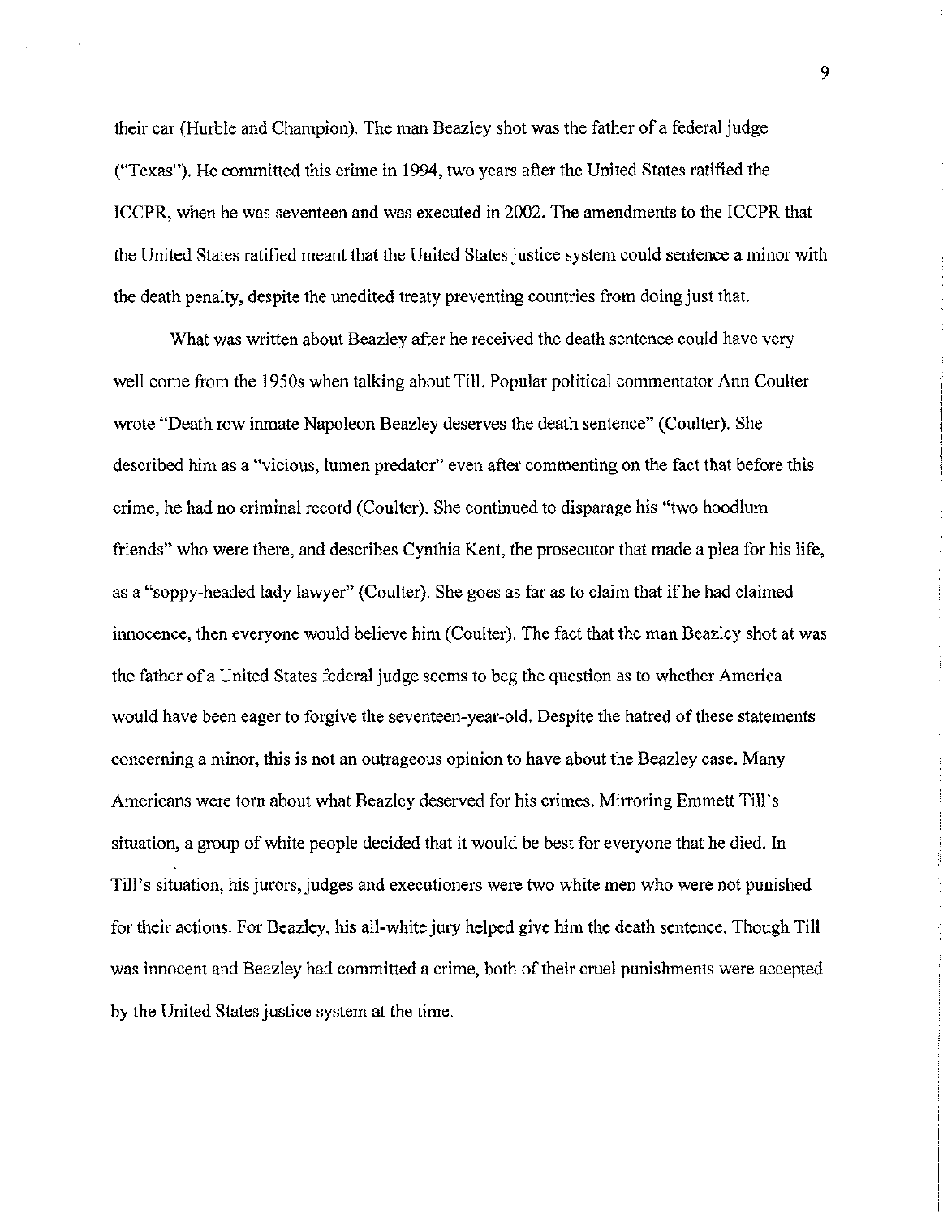their car (Hurble and Champion). The man Beazley shot was the father of a federal judge ("Texas"). He committed this crime in 1994, two years after the United States ratified the ICCPR, when he was seventeen and was executed in 2002. The amendments to the ICCPR that the United States ratified meant that the United States justice system could sentence a minor with the death penalty, despite the unedited treaty preventing countries from doing just that.

What was written about Beazley after he received the death sentence could have very well come from the 1950s when talking about Till. Popular political commentator Ann Coulter wrote "Death row inmate Napoleon Beazley deserves the death sentence" (Coulter). She described him as a "vicious, lumen predator" even after commenting on the fact that before this crime, he had no criminal record (Coulter). She continued to disparage his "two hoodlum friends" who were there, and describes Cynthia Kent, the prosecutor that made a plea for his life, as a "soppy-headed lady lawyer" (Coulter). She goes as far as to claim that if he had claimed innocence, then everyone would believe him (Coulter). The fact that the man Beazley shot at was the father of a United States federal judge seems to beg the question as to whether America would have been eager to forgive the seventeen-year-old. Despite the hatred of these statements concerning a minor, this is not an outrageous opinion to have about the Beazley case. Many Americans were torn about what Beazley deserved for his crimes. Mirroring Emmett Till's situation, a group of white people decided that it would be best for everyone that he died. In Till's situation, his jurors, judges and executioners were two white men who were not punished for their actions. For Beazley, his all-white jury helped give him the death sentence. Though Till was innocent and Beazley had committed a crime, both of their cruel punishments were accepted by the United States justice system at the time.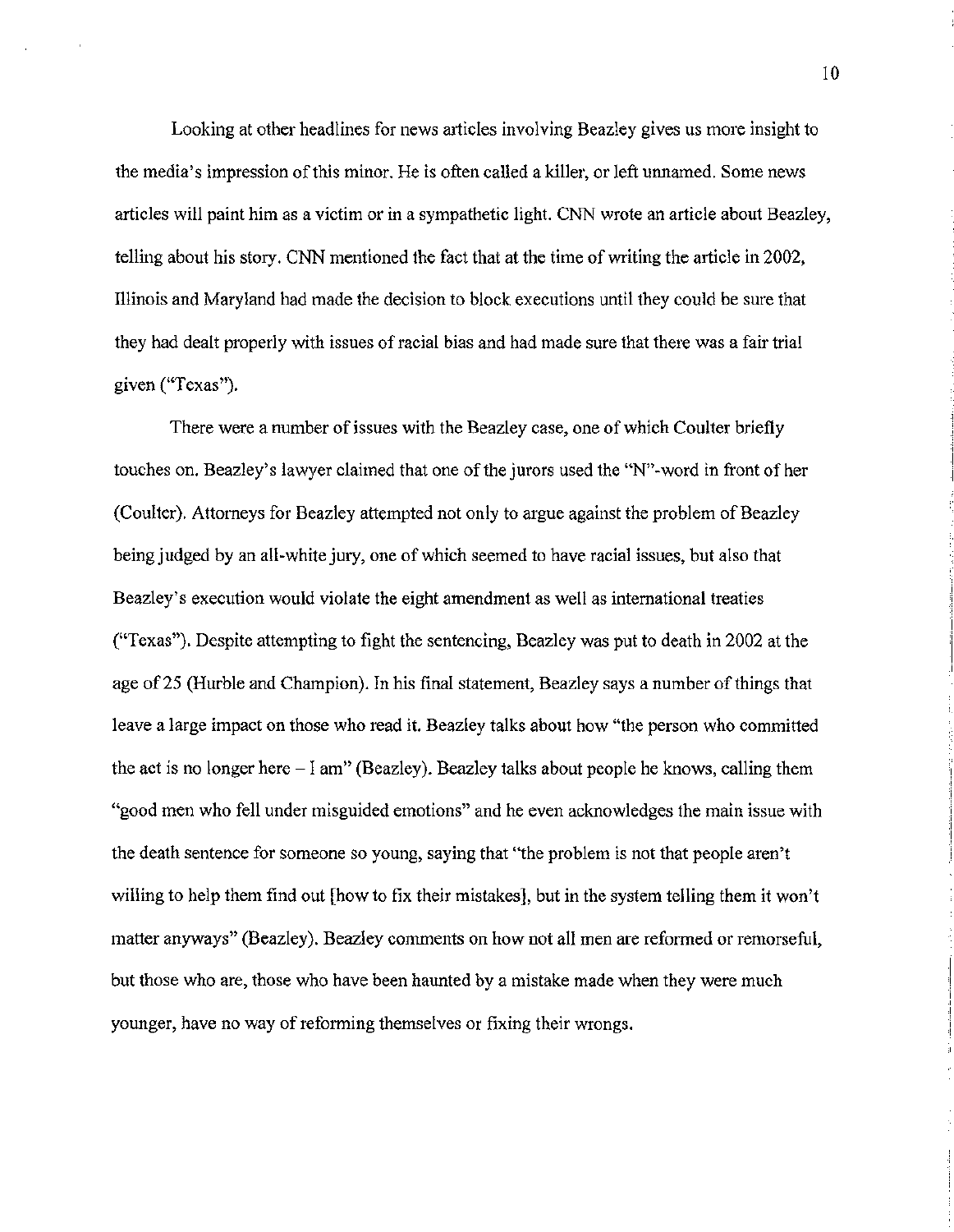Looking at other headlines for news articles involving Beazley gives us more insight to the media's impression of this minor. He is often called a killer, or left unnamed. Some news articles will paint him as a victim or in a sympathetic light. CNN wrote an article about Beazley, telling about his story. CNN mentioned the fact that at the time of writing the article in 2002, Illinois and Maryland had made the decision to block executions until they could be sure that they had dealt properly with issues of racial bias and had made sure that there was a fair trial given ("Texas").

There were a number of issues with the Beazley case, one of which Coulter briefly touches on. Beazley's lawyer claimed that one of the jurors used the "N"-word in front of her (Coulter). Attorneys for Beazley attempted not only to argue against the problem of Beazley being judged by an all-white jury, one of which seemed to have racial issues, but also that Beazley's execution would violate the eight amendment as well as international treaties ("Texas"). Despite attempting to fight the sentencing, Beazley was put to death in 2002 at the age of 25 (Hurble and Champion). In his final statement, Beazley says a number of things that leave a large impact on those who read it. Beazley talks about how "the person who committed the act is no longer here – I am" (Beazley). Beazley talks about people he knows, calling them "good men who fell under misguided emotions" and he even acknowledges the main issue with the death sentence for someone so young, saying that "the problem is not that people aren't willing to help them find out [how to fix their mistakes], but in the system telling them it won't matter anyways" (Beazley). Beazley comments on how not all men are reformed or remorseful, but those who are, those who have been haunted by a mistake made when they were much younger, have no way of reforming themselves or fixing their wrongs.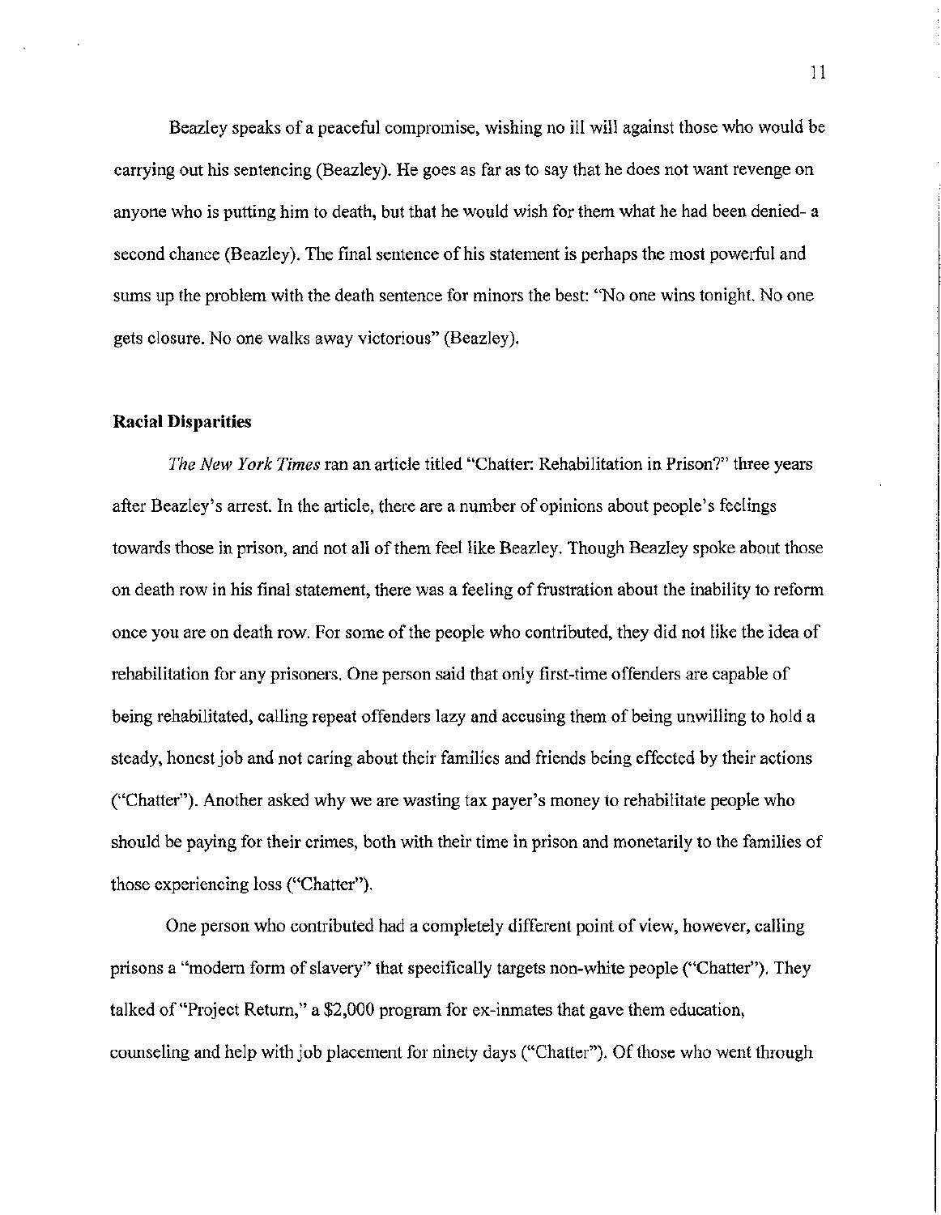Beazley speaks of a peaceful compromise, wishing no ill will against those who would be carrying out his sentencing (Beazley). He goes as far as to say that he does not want revenge on anyone who is putting him to death, but that he would wish for them what he had been denied- a second chance (Beazley). The final sentence of his statement is perhaps the most powerful and sums up the problem with the death sentence for minors the best: "No one wins tonight. No one gets closure. No one walks away victorious" (Beazley).

**Racial Disparities**

*The New York Times* ran an article titled "Chatter: Rehabilitation in Prison?" three years after Beazley's arrest. In the article, there are a number of opinions about people's feelings towards those in prison, and not all of them feel like Beazley. Though Beazley spoke about those on death row in his final statement, there was a feeling of frustration about the inability to reform once you are on death row. For some of the people who contributed, they did not like the idea of rehabilitation for any prisoners. One person said that only first-time offenders are capable of being rehabilitated, calling repeat offenders lazy and accusing them of being unwilling to hold a steady, honest job and not caring about their families and friends being effected by their actions ("Chatter"). Another asked why we are wasting tax payer's money to rehabilitate people who should be paying for their crimes, both with their time in prison and monetarily to the families of those experiencing loss ("Chatter").

One person who contributed had a completely different point of view, however, calling prisons a "modern form of slavery" that specifically targets non-white people ("Chatter"). They talked of "Project Return," a $2,000 program for ex-inmates that gave them education, counseling and help with job placement for ninety days ("Chatter"). Of those who went through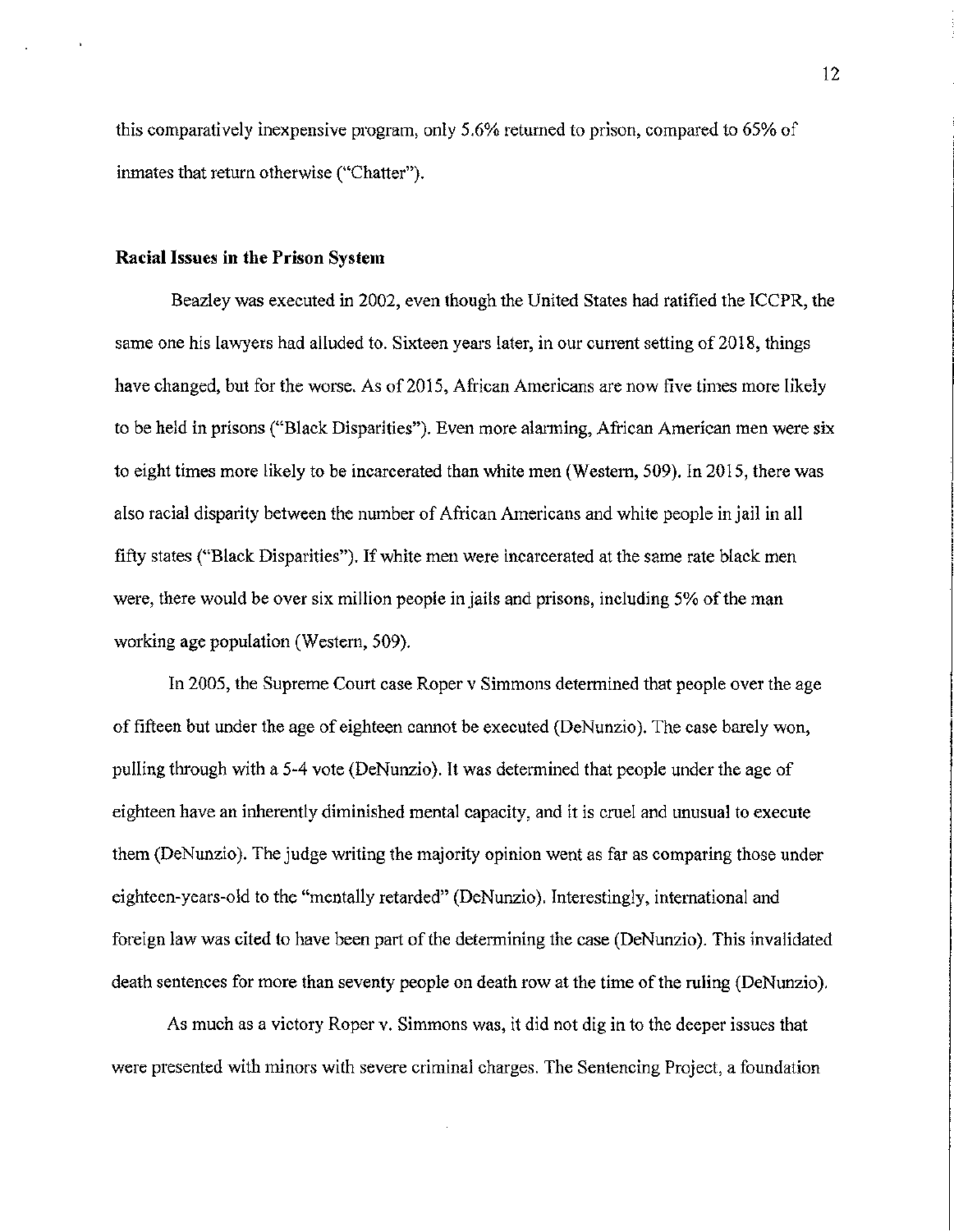this comparatively inexpensive program, only 5.6% returned to prison, compared to 65% of inmates that return otherwise ("Chatter").

**Racial Issues in the Prison System**

Beazley was executed in 2002, even though the United States had ratified the ICCPR, the same one his lawyers had alluded to. Sixteen years later, in our current setting of 2018, things have changed, but for the worse. As of 2015, African Americans are now five times more likely to be held in prisons ("Black Disparities"). Even more alarming, African American men were six to eight times more likely to be incarcerated than white men (Western, 509). In 2015, there was also racial disparity between the number of African Americans and white people in jail in all fifty states ("Black Disparities"). If white men were incarcerated at the same rate black men were, there would be over six million people in jails and prisons, including 5% of the man working age population (Western, 509).

In 2005, the Supreme Court case Roper v Simmons determined that people over the age of fifteen but under the age of eighteen cannot be executed (DeNunzio). The case barely won, pulling through with a 5-4 vote (DeNunzio). It was determined that people under the age of eighteen have an inherently diminished mental capacity, and it is cruel and unusual to execute them (DeNunzio). The judge writing the majority opinion went as far as comparing those under eighteen-years-old to the "mentally retarded" (DeNunzio). Interestingly, international and foreign law was cited to have been part of the determining the case (DeNunzio). This invalidated death sentences for more than seventy people on death row at the time of the ruling (DeNunzio).

As much as a victory Roper v. Simmons was, it did not dig in to the deeper issues that were presented with minors with severe criminal charges. The Sentencing Project, a foundation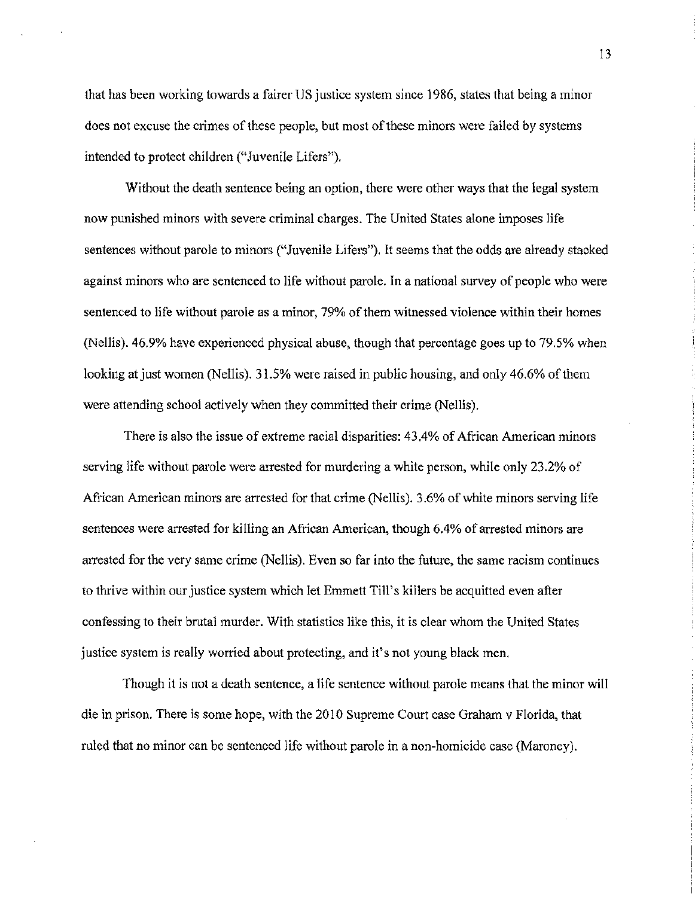that has been working towards a fairer US justice system since 1986, states that being a minor does not excuse the crimes of these people, but most of these minors were failed by systems intended to protect children ("Juvenile Lifers").

Without the death sentence being an option, there were other ways that the legal system now punished minors with severe criminal charges. The United States alone imposes life sentences without parole to minors ("Juvenile Lifers"). It seems that the odds are already stacked against minors who are sentenced to life without parole. In a national survey of people who were sentenced to life without parole as a minor, 79% of them witnessed violence within their homes (Nellis). 46.9% have experienced physical abuse, though that percentage goes up to 79.5% when looking at just women (Nellis). 31.5% were raised in public housing, and only 46.6% of them were attending school actively when they committed their crime (Nellis).

There is also the issue of extreme racial disparities: 43.4% of African American minors serving life without parole were arrested for murdering a white person, while only 23.2% of African American minors are arrested for that crime (Nellis). 3.6% of white minors serving life sentences were arrested for killing an African American, though 6.4% of arrested minors are arrested for the very same crime (Nellis). Even so far into the future, the same racism continues to thrive within our justice system which let Emmett Till's killers be acquitted even after confessing to their brutal murder. With statistics like this, it is clear whom the United States justice system is really worried about protecting, and it's not young black men.

Though it is not a death sentence, a life sentence without parole means that the minor will die in prison. There is some hope, with the 2010 Supreme Court case Graham v Florida, that ruled that no minor can be sentenced life without parole in a non-homicide case (Maroney).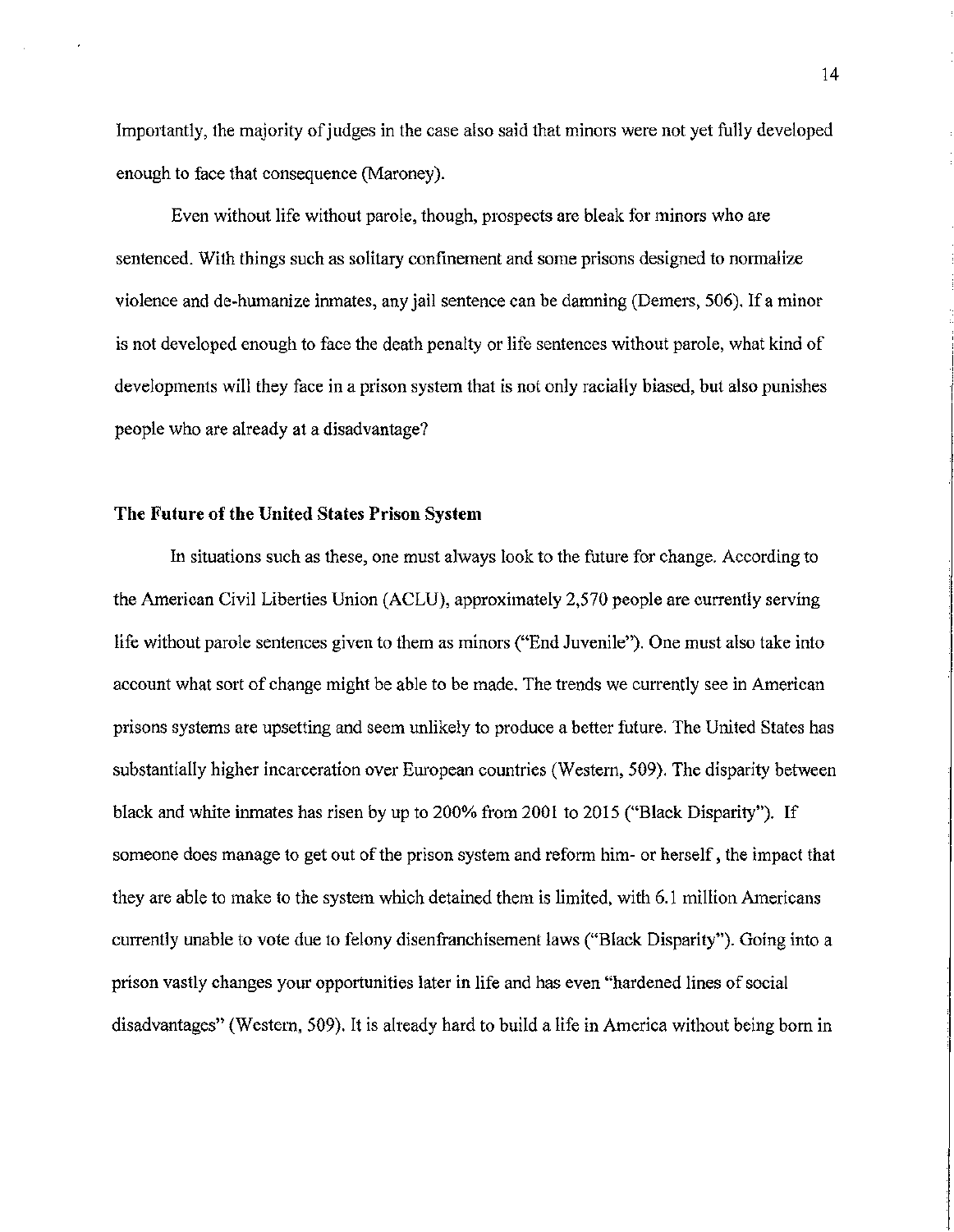Importantly, the majority of judges in the case also said that minors were not yet fully developed enough to face that consequence (Maroney).

Even without life without parole, though, prospects are bleak for minors who are sentenced. With things such as solitary confinement and some prisons designed to normalize violence and de-humanize inmates, any jail sentence can be damning (Demers, 506). If a minor is not developed enough to face the death penalty or life sentences without parole, what kind of developments will they face in a prison system that is not only racially biased, but also punishes people who are already at a disadvantage?

**The Future of the United States Prison System**

In situations such as these, one must always look to the future for change. According to the American Civil Liberties Union (ACLU), approximately 2,570 people are currently serving life without parole sentences given to them as minors ("End Juvenile"). One must also take into account what sort of change might be able to be made. The trends we currently see in American prisons systems are upsetting and seem unlikely to produce a better future. The United States has substantially higher incarceration over European countries (Western, 509). The disparity between black and white inmates has risen by up to 200% from 2001 to 2015 ("Black Disparity"). If someone does manage to get out of the prison system and reform him- or herself, the impact that they are able to make to the system which detained them is limited, with 6.1 million Americans currently unable to vote due to felony disenfranchisement laws ("Black Disparity"). Going into a prison vastly changes your opportunities later in life and has even "hardened lines of social disadvantages" (Western, 509). It is already hard to build a life in America without being born in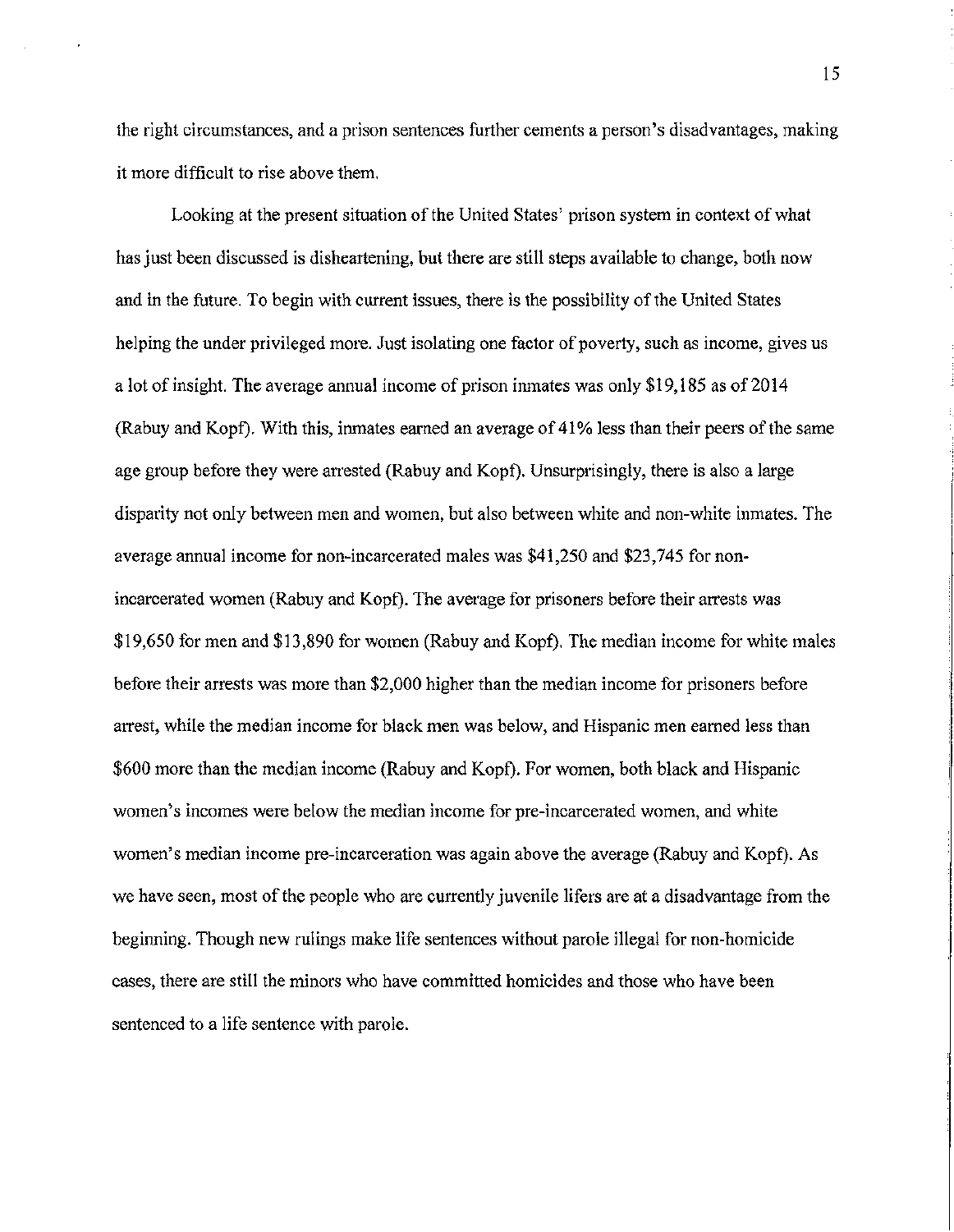the right circumstances, and a prison sentences further cements a person's disadvantages, making it more difficult to rise above them.

Looking at the present situation of the United States' prison system in context of what has just been discussed is disheartening, but there are still steps available to change, both now and in the future. To begin with current issues, there is the possibility of the United States helping the under privileged more. Just isolating one factor of poverty, such as income, gives us a lot of insight. The average annual income of prison inmates was only $19,185 as of 2014 (Rabuy and Kopf). With this, inmates earned an average of 41% less than their peers of the same age group before they were arrested (Rabuy and Kopf). Unsurprisingly, there is also a large disparity not only between men and women, but also between white and non-white inmates. The average annual income for non-incarcerated males was $41,250 and $23,745 for non-incarcerated women (Rabuy and Kopf). The average for prisoners before their arrests was $19,650 for men and $13,890 for women (Rabuy and Kopf). The median income for white males before their arrests was more than $2,000 higher than the median income for prisoners before arrest, while the median income for black men was below, and Hispanic men earned less than $600 more than the median income (Rabuy and Kopf). For women, both black and Hispanic women's incomes were below the median income for pre-incarcerated women, and white women's median income pre-incarceration was again above the average (Rabuy and Kopf). As we have seen, most of the people who are currently juvenile lifers are at a disadvantage from the beginning. Though new rulings make life sentences without parole illegal for non-homicide cases, there are still the minors who have committed homicides and those who have been sentenced to a life sentence with parole.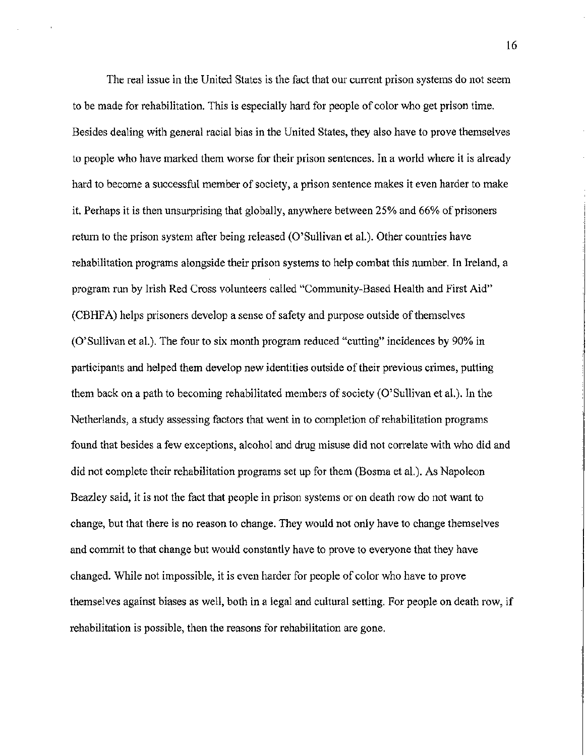The real issue in the United States is the fact that our current prison systems do not seem to be made for rehabilitation. This is especially hard for people of color who get prison time. Besides dealing with general racial bias in the United States, they also have to prove themselves to people who have marked them worse for their prison sentences. In a world where it is already hard to become a successful member of society, a prison sentence makes it even harder to make it. Perhaps it is then unsurprising that globally, anywhere between 25% and 66% of prisoners return to the prison system after being released (O'Sullivan et al.). Other countries have rehabilitation programs alongside their prison systems to help combat this number. In Ireland, a program run by Irish Red Cross volunteers called "Community-Based Health and First Aid" (CBHFA) helps prisoners develop a sense of safety and purpose outside of themselves (O'Sullivan et al.). The four to six month program reduced "cutting" incidences by 90% in participants and helped them develop new identities outside of their previous crimes, putting them back on a path to becoming rehabilitated members of society (O'Sullivan et al.). In the Netherlands, a study assessing factors that went in to completion of rehabilitation programs found that besides a few exceptions, alcohol and drug misuse did not correlate with who did and did not complete their rehabilitation programs set up for them (Bosma et al.). As Napoleon Beazley said, it is not the fact that people in prison systems or on death row do not want to change, but that there is no reason to change. They would not only have to change themselves and commit to that change but would constantly have to prove to everyone that they have changed. While not impossible, it is even harder for people of color who have to prove themselves against biases as well, both in a legal and cultural setting. For people on death row, if rehabilitation is possible, then the reasons for rehabilitation are gone.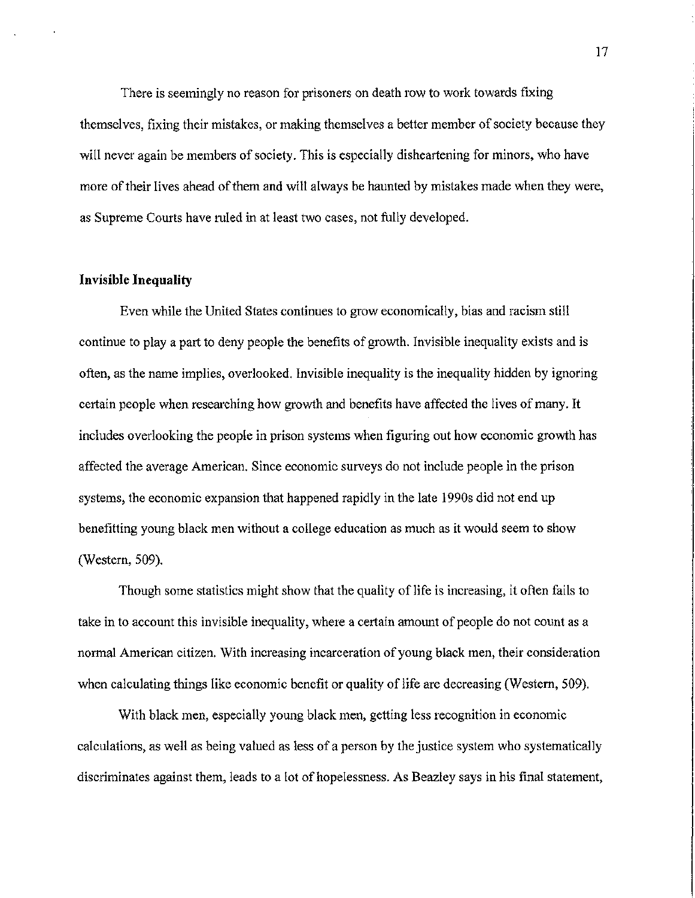There is seemingly no reason for prisoners on death row to work towards fixing themselves, fixing their mistakes, or making themselves a better member of society because they will never again be members of society. This is especially disheartening for minors, who have more of their lives ahead of them and will always be haunted by mistakes made when they were, as Supreme Courts have ruled in at least two cases, not fully developed.

**Invisible Inequality**

Even while the United States continues to grow economically, bias and racism still continue to play a part to deny people the benefits of growth. Invisible inequality exists and is often, as the name implies, overlooked. Invisible inequality is the inequality hidden by ignoring certain people when researching how growth and benefits have affected the lives of many. It includes overlooking the people in prison systems when figuring out how economic growth has affected the average American. Since economic surveys do not include people in the prison systems, the economic expansion that happened rapidly in the late 1990s did not end up benefitting young black men without a college education as much as it would seem to show (Western, 509).

Though some statistics might show that the quality of life is increasing, it often fails to take in to account this invisible inequality, where a certain amount of people do not count as a normal American citizen. With increasing incarceration of young black men, their consideration when calculating things like economic benefit or quality of life are decreasing (Western, 509).

With black men, especially young black men, getting less recognition in economic calculations, as well as being valued as less of a person by the justice system who systematically discriminates against them, leads to a lot of hopelessness. As Beazley says in his final statement,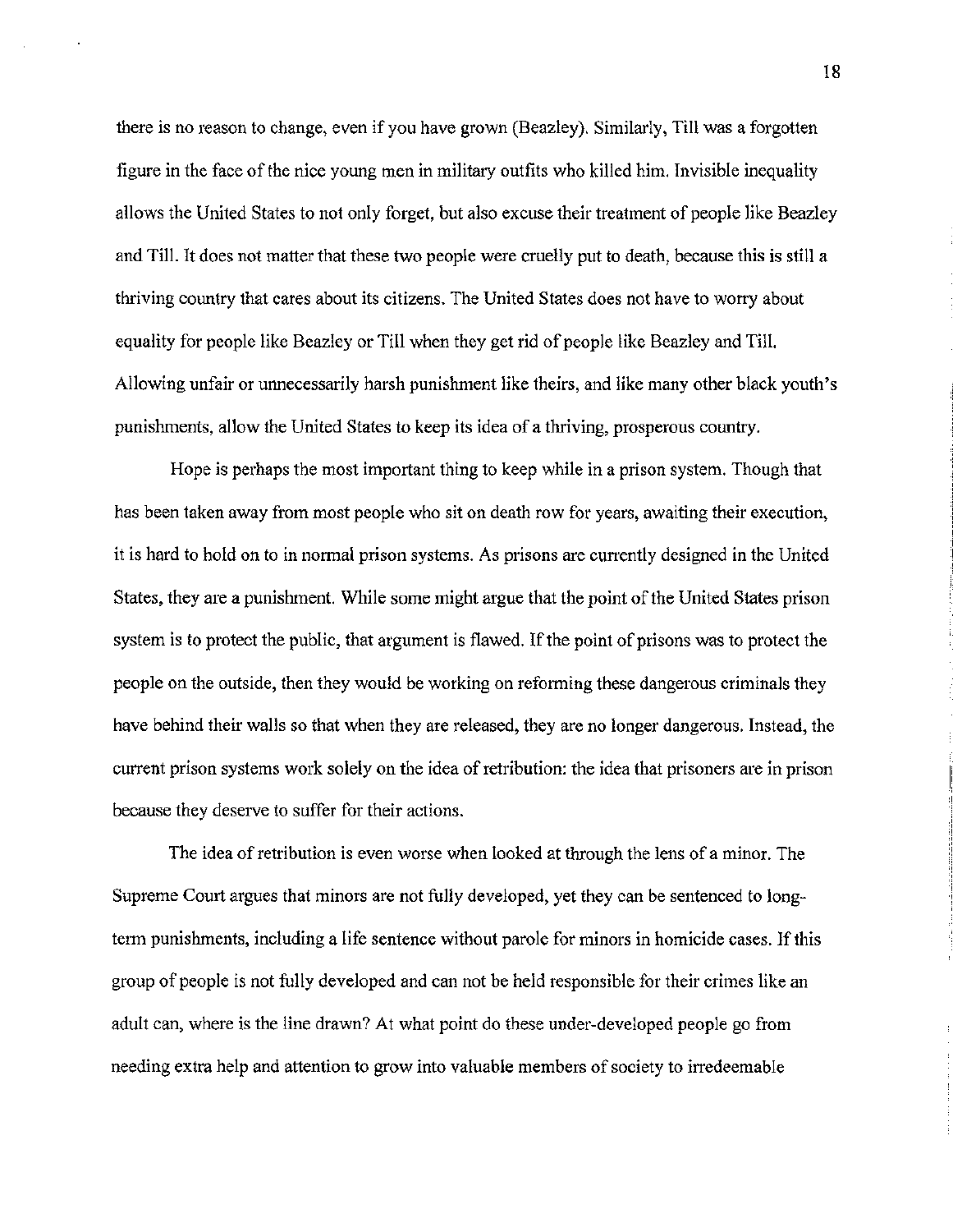there is no reason to change, even if you have grown (Beazley). Similarly, Till was a forgotten figure in the face of the nice young men in military outfits who killed him. Invisible inequality allows the United States to not only forget, but also excuse their treatment of people like Beazley and Till. It does not matter that these two people were cruelly put to death, because this is still a thriving country that cares about its citizens. The United States does not have to worry about equality for people like Beazley or Till when they get rid of people like Beazley and Till. Allowing unfair or unnecessarily harsh punishment like theirs, and like many other black youth's punishments, allow the United States to keep its idea of a thriving, prosperous country.

Hope is perhaps the most important thing to keep while in a prison system. Though that has been taken away from most people who sit on death row for years, awaiting their execution, it is hard to hold on to in normal prison systems. As prisons are currently designed in the United States, they are a punishment. While some might argue that the point of the United States prison system is to protect the public, that argument is flawed. If the point of prisons was to protect the people on the outside, then they would be working on reforming these dangerous criminals they have behind their walls so that when they are released, they are no longer dangerous. Instead, the current prison systems work solely on the idea of retribution: the idea that prisoners are in prison because they deserve to suffer for their actions.

The idea of retribution is even worse when looked at through the lens of a minor. The Supreme Court argues that minors are not fully developed, yet they can be sentenced to long-term punishments, including a life sentence without parole for minors in homicide cases. If this group of people is not fully developed and can not be held responsible for their crimes like an adult can, where is the line drawn? At what point do these under-developed people go from needing extra help and attention to grow into valuable members of society to irredeemable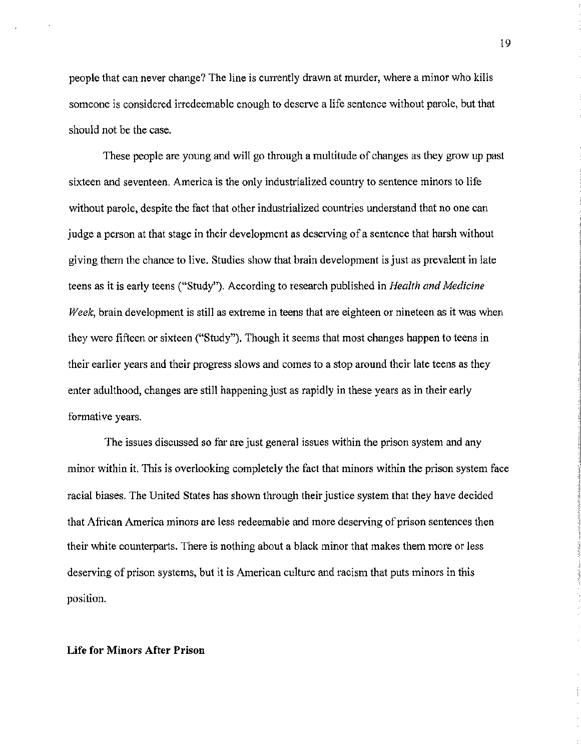people that can never change? The line is currently drawn at murder, where a minor who kills someone is considered irredeemable enough to deserve a life sentence without parole, but that should not be the case.

These people are young and will go through a multitude of changes as they grow up past sixteen and seventeen. America is the only industrialized country to sentence minors to life without parole, despite the fact that other industrialized countries understand that no one can judge a person at that stage in their development as deserving of a sentence that harsh without giving them the chance to live. Studies show that brain development is just as prevalent in late teens as it is early teens ("Study"). According to research published in *Health and Medicine Week*, brain development is still as extreme in teens that are eighteen or nineteen as it was when they were fifteen or sixteen ("Study"). Though it seems that most changes happen to teens in their earlier years and their progress slows and comes to a stop around their late teens as they enter adulthood, changes are still happening just as rapidly in these years as in their early formative years.

The issues discussed so far are just general issues within the prison system and any minor within it. This is overlooking completely the fact that minors within the prison system face racial biases. The United States has shown through their justice system that they have decided that African America minors are less redeemable and more deserving of prison sentences then their white counterparts. There is nothing about a black minor that makes them more or less deserving of prison systems, but it is American culture and racism that puts minors in this position.

**Life for Minors After Prison**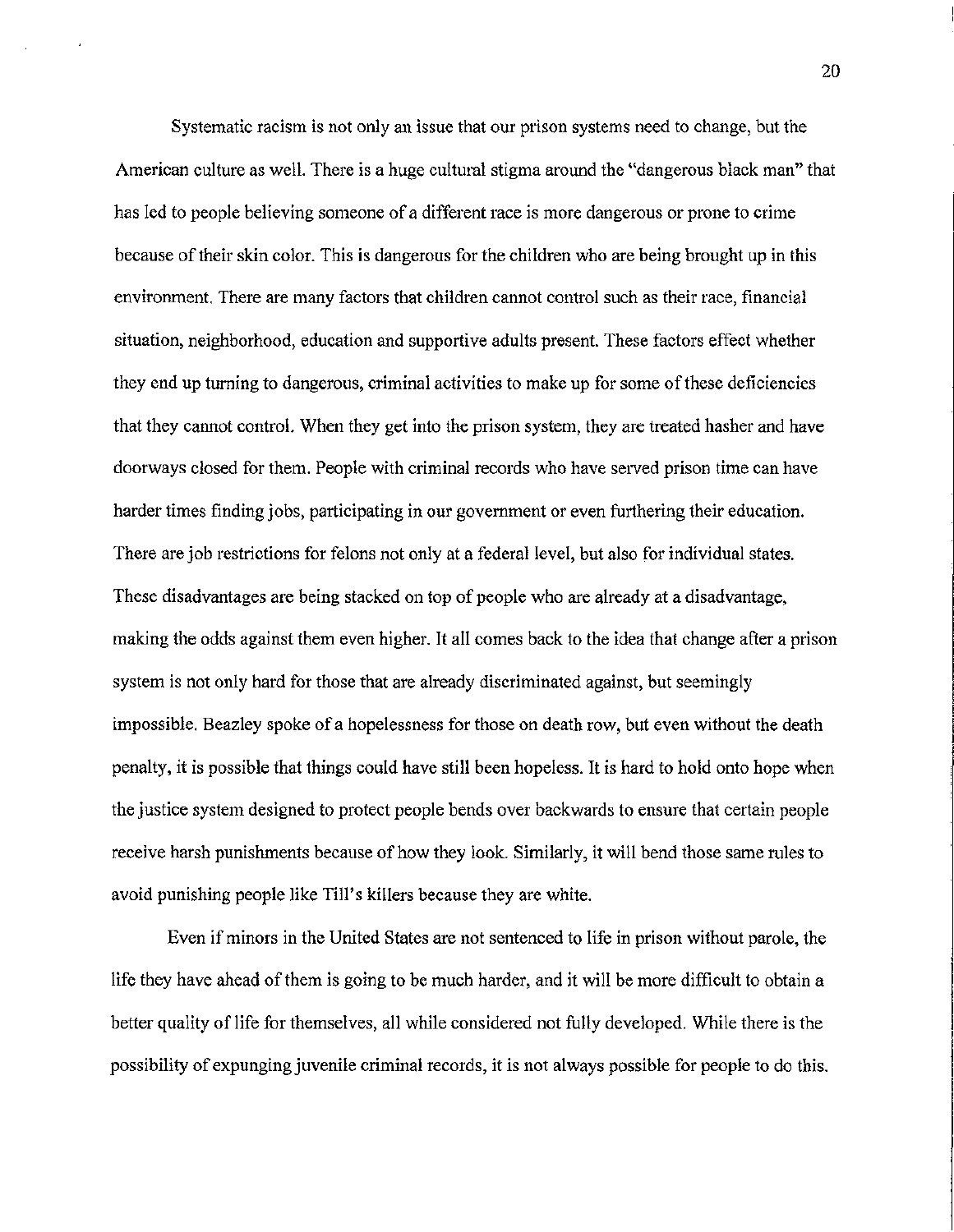Systematic racism is not only an issue that our prison systems need to change, but the American culture as well. There is a huge cultural stigma around the "dangerous black man" that has led to people believing someone of a different race is more dangerous or prone to crime because of their skin color. This is dangerous for the children who are being brought up in this environment. There are many factors that children cannot control such as their race, financial situation, neighborhood, education and supportive adults present. These factors effect whether they end up turning to dangerous, criminal activities to make up for some of these deficiencies that they cannot control. When they get into the prison system, they are treated hasher and have doorways closed for them. People with criminal records who have served prison time can have harder times finding jobs, participating in our government or even furthering their education. There are job restrictions for felons not only at a federal level, but also for individual states. These disadvantages are being stacked on top of people who are already at a disadvantage, making the odds against them even higher. It all comes back to the idea that change after a prison system is not only hard for those that are already discriminated against, but seemingly impossible. Beazley spoke of a hopelessness for those on death row, but even without the death penalty, it is possible that things could have still been hopeless. It is hard to hold onto hope when the justice system designed to protect people bends over backwards to ensure that certain people receive harsh punishments because of how they look. Similarly, it will bend those same rules to avoid punishing people like Till's killers because they are white.

Even if minors in the United States are not sentenced to life in prison without parole, the life they have ahead of them is going to be much harder, and it will be more difficult to obtain a better quality of life for themselves, all while considered not fully developed. While there is the possibility of expunging juvenile criminal records, it is not always possible for people to do this.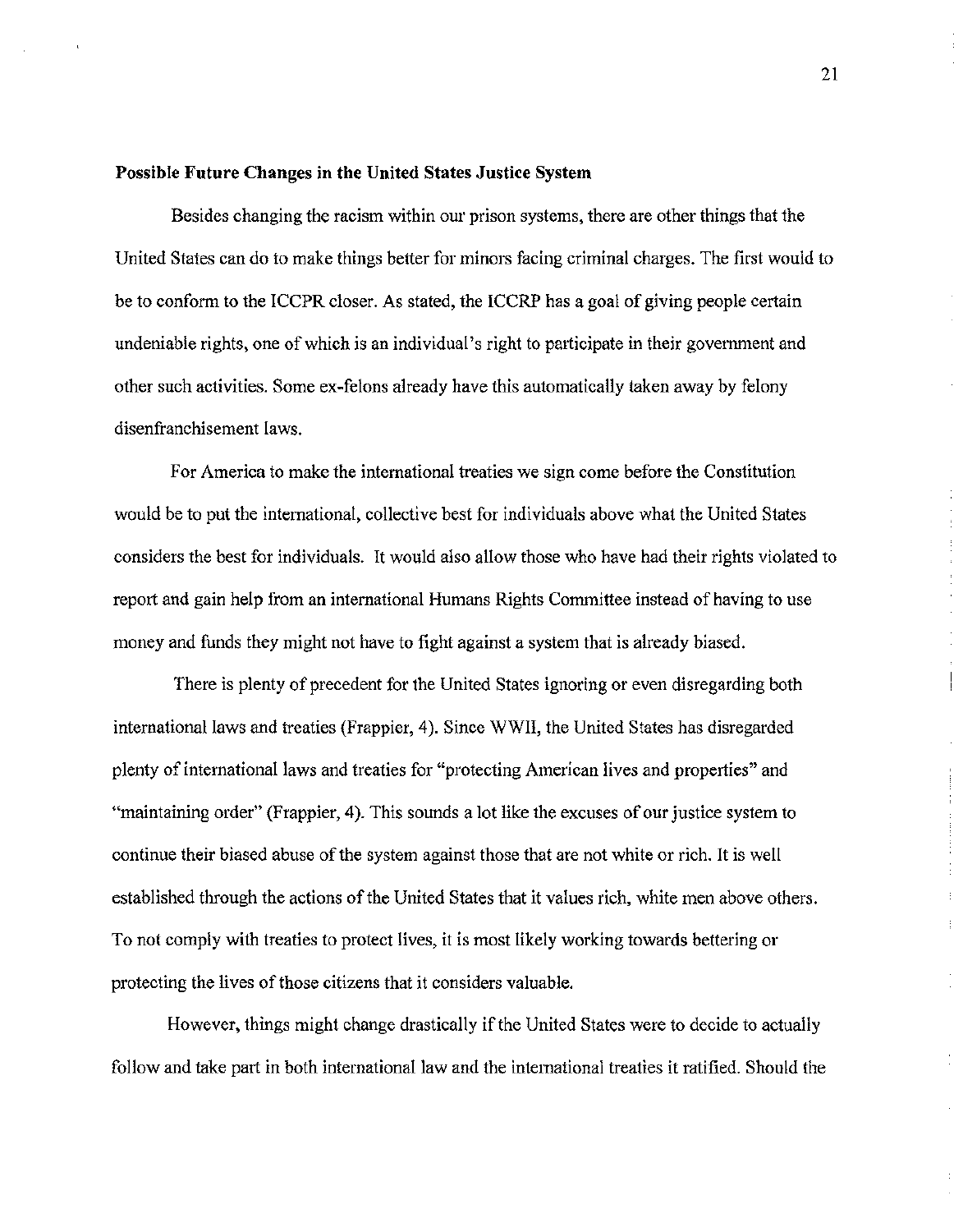**Possible Future Changes in the United States Justice System**

Besides changing the racism within our prison systems, there are other things that the United States can do to make things better for minors facing criminal charges. The first would to be to conform to the ICCPR closer. As stated, the ICCRP has a goal of giving people certain undeniable rights, one of which is an individual's right to participate in their government and other such activities. Some ex-felons already have this automatically taken away by felony disenfranchisement laws.

For America to make the international treaties we sign come before the Constitution would be to put the international, collective best for individuals above what the United States considers the best for individuals. It would also allow those who have had their rights violated to report and gain help from an international Humans Rights Committee instead of having to use money and funds they might not have to fight against a system that is already biased.

There is plenty of precedent for the United States ignoring or even disregarding both international laws and treaties (Frappier, 4). Since WWII, the United States has disregarded plenty of international laws and treaties for "protecting American lives and properties" and "maintaining order" (Frappier, 4). This sounds a lot like the excuses of our justice system to continue their biased abuse of the system against those that are not white or rich. It is well established through the actions of the United States that it values rich, white men above others. To not comply with treaties to protect lives, it is most likely working towards bettering or protecting the lives of those citizens that it considers valuable.

However, things might change drastically if the United States were to decide to actually follow and take part in both international law and the international treaties it ratified. Should the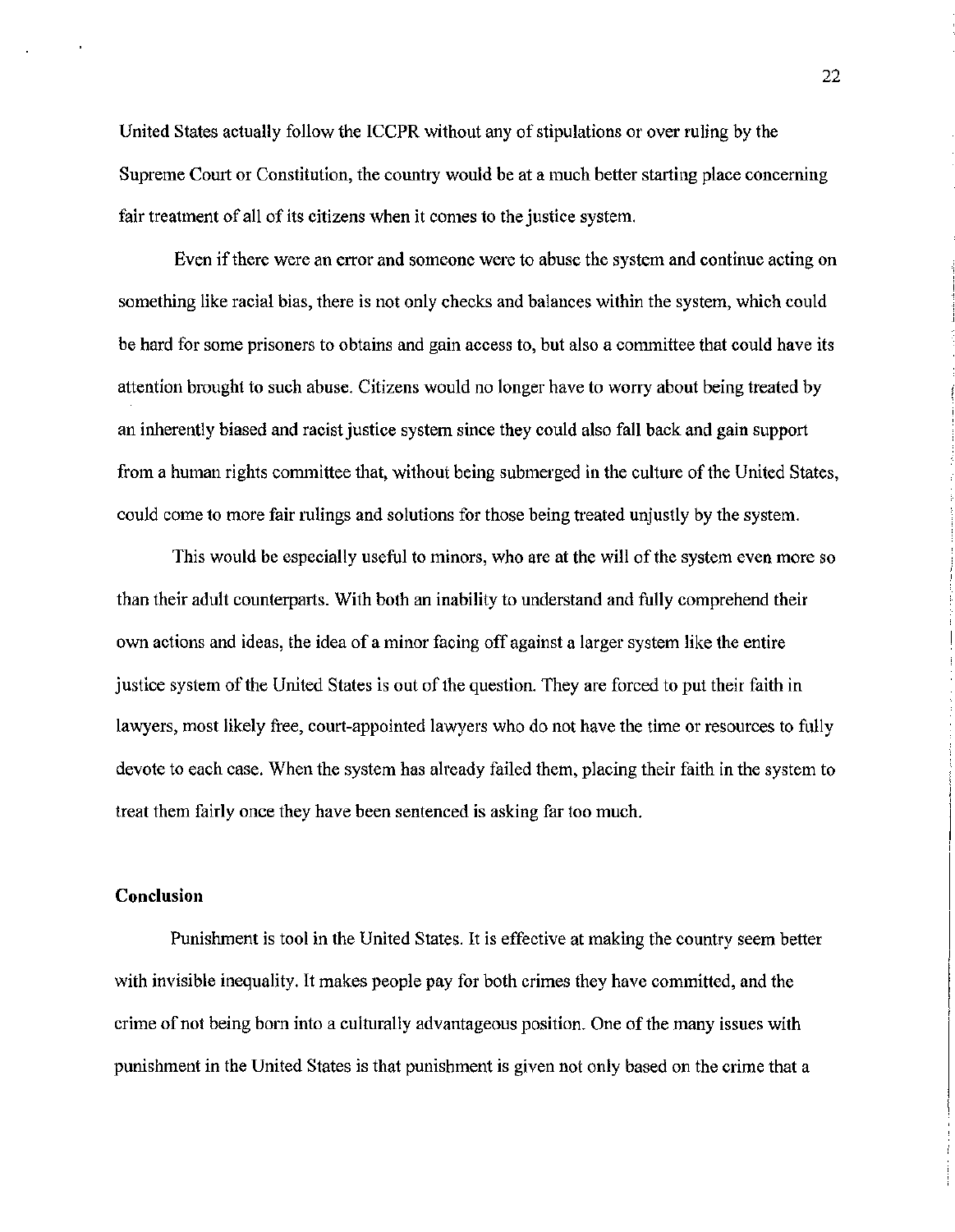United States actually follow the ICCPR without any of stipulations or over ruling by the Supreme Court or Constitution, the country would be at a much better starting place concerning fair treatment of all of its citizens when it comes to the justice system.

Even if there were an error and someone were to abuse the system and continue acting on something like racial bias, there is not only checks and balances within the system, which could be hard for some prisoners to obtains and gain access to, but also a committee that could have its attention brought to such abuse. Citizens would no longer have to worry about being treated by an inherently biased and racist justice system since they could also fall back and gain support from a human rights committee that, without being submerged in the culture of the United States, could come to more fair rulings and solutions for those being treated unjustly by the system.

This would be especially useful to minors, who are at the will of the system even more so than their adult counterparts. With both an inability to understand and fully comprehend their own actions and ideas, the idea of a minor facing off against a larger system like the entire justice system of the United States is out of the question. They are forced to put their faith in lawyers, most likely free, court-appointed lawyers who do not have the time or resources to fully devote to each case. When the system has already failed them, placing their faith in the system to treat them fairly once they have been sentenced is asking far too much.

## Conclusion

Punishment is tool in the United States. It is effective at making the country seem better with invisible inequality. It makes people pay for both crimes they have committed, and the crime of not being born into a culturally advantageous position. One of the many issues with punishment in the United States is that punishment is given not only based on the crime that a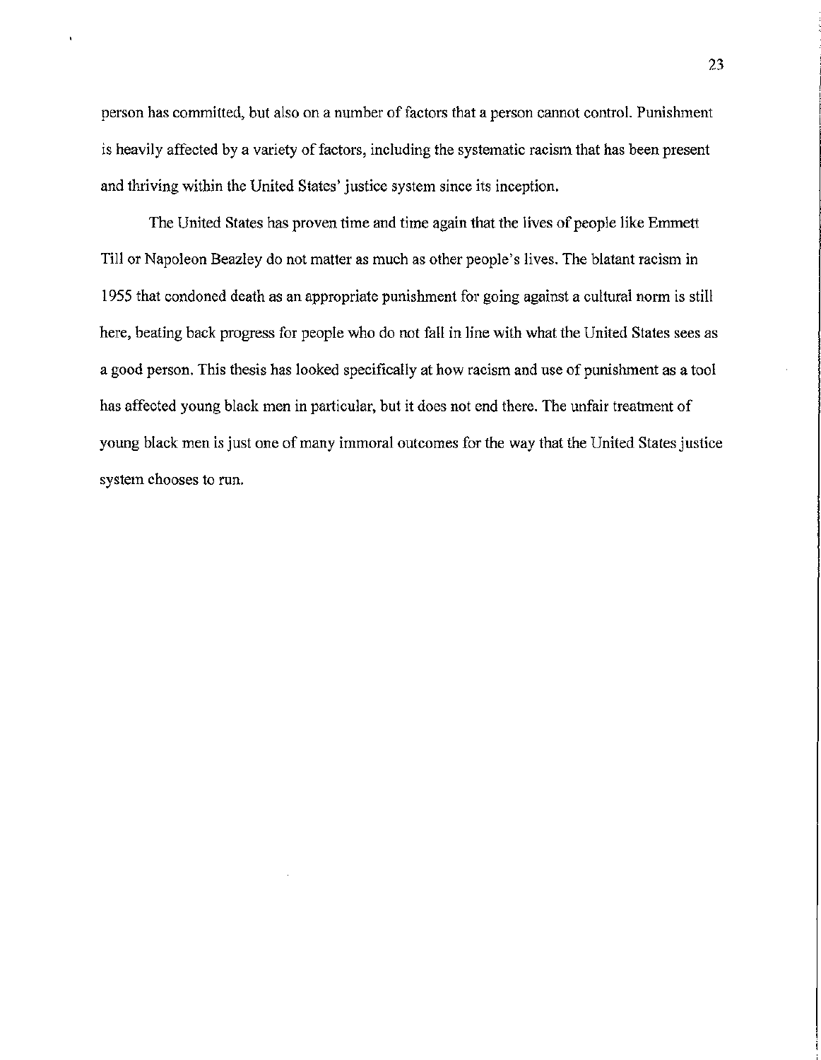person has committed, but also on a number of factors that a person cannot control. Punishment is heavily affected by a variety of factors, including the systematic racism that has been present and thriving within the United States' justice system since its inception.

The United States has proven time and time again that the lives of people like Emmett Till or Napoleon Beazley do not matter as much as other people's lives. The blatant racism in 1955 that condoned death as an appropriate punishment for going against a cultural norm is still here, beating back progress for people who do not fall in line with what the United States sees as a good person. This thesis has looked specifically at how racism and use of punishment as a tool has affected young black men in particular, but it does not end there. The unfair treatment of young black men is just one of many immoral outcomes for the way that the United States justice system chooses to run.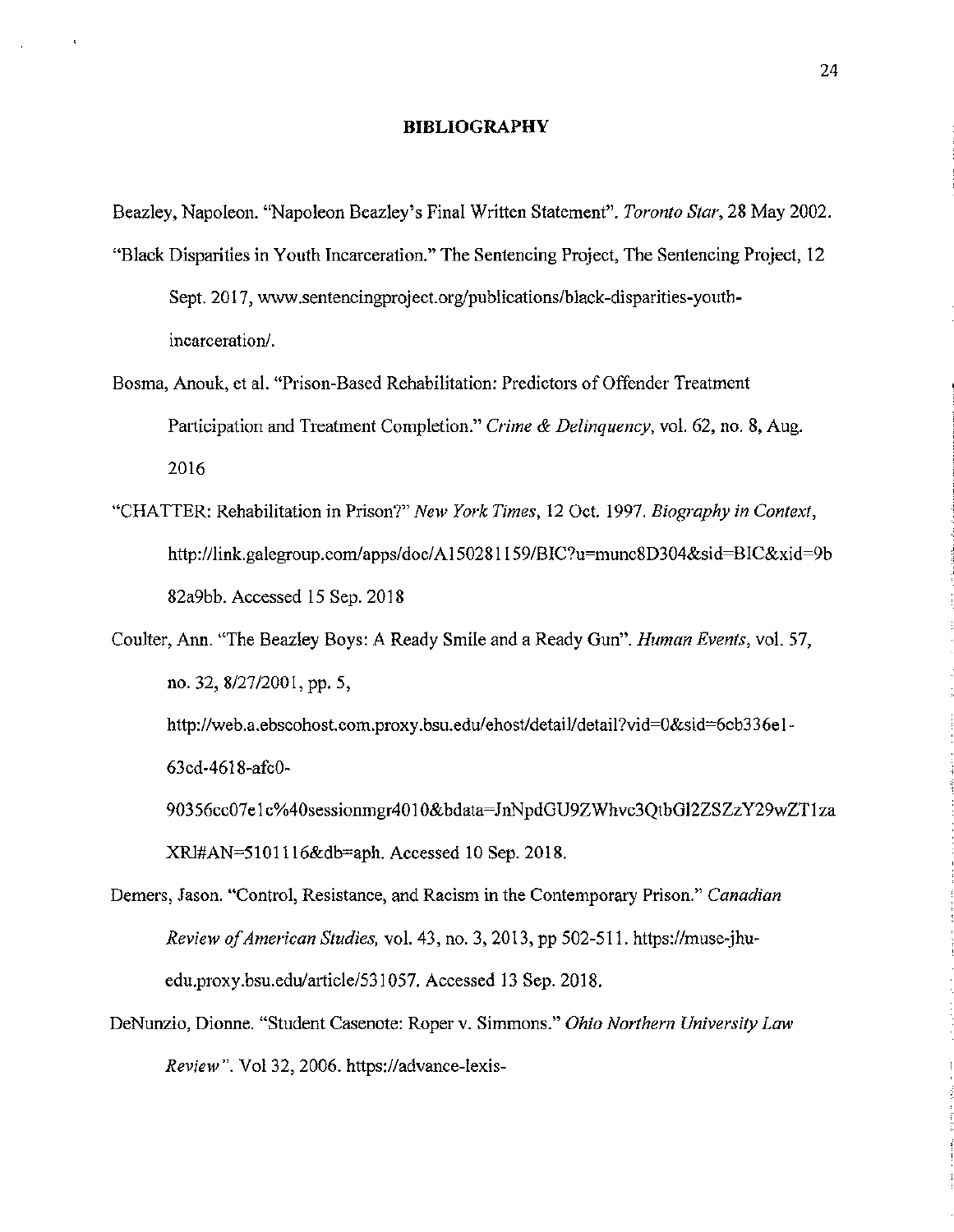# BIBLIOGRAPHY

Beazley, Napoleon. "Napoleon Beazley's Final Written Statement". *Toronto Star*, 28 May 2002.

"Black Disparities in Youth Incarceration." The Sentencing Project, The Sentencing Project, 12 Sept. 2017, www.sentencingproject.org/publications/black-disparities-youth-incarceration/.

Bosma, Anouk, et al. "Prison-Based Rehabilitation: Predictors of Offender Treatment Participation and Treatment Completion." *Crime & Delinquency*, vol. 62, no. 8, Aug. 2016

"CHATTER: Rehabilitation in Prison?" *New York Times*, 12 Oct. 1997. *Biography in Context*, http://link.galegroup.com/apps/doc/A150281159/BIC?u=munc8D304&sid=BIC&xid=9b82a9bb. Accessed 15 Sep. 2018

Coulter, Ann. "The Beazley Boys: A Ready Smile and a Ready Gun". *Human Events*, vol. 57, no. 32, 8/27/2001, pp. 5, http://web.a.ebscohost.com.proxy.bsu.edu/ehost/detail/detail?vid=0&sid=6cb336e1-63cd-4618-afc0-90356cc07e1c%40sessionmgr4010&bdata=JnNpdGU9ZWhvc3QtbGl2ZSZzY29wZT1zaXRl#AN=5101116&db=aph. Accessed 10 Sep. 2018.

Demers, Jason. "Control, Resistance, and Racism in the Contemporary Prison." *Canadian Review of American Studies*, vol. 43, no. 3, 2013, pp 502-511. https://muse-jhu-edu.proxy.bsu.edu/article/531057. Accessed 13 Sep. 2018.

DeNunzio, Dionne. "Student Casenote: Roper v. Simmons." *Ohio Northern University Law Review"*. Vol 32, 2006. https://advance-lexis-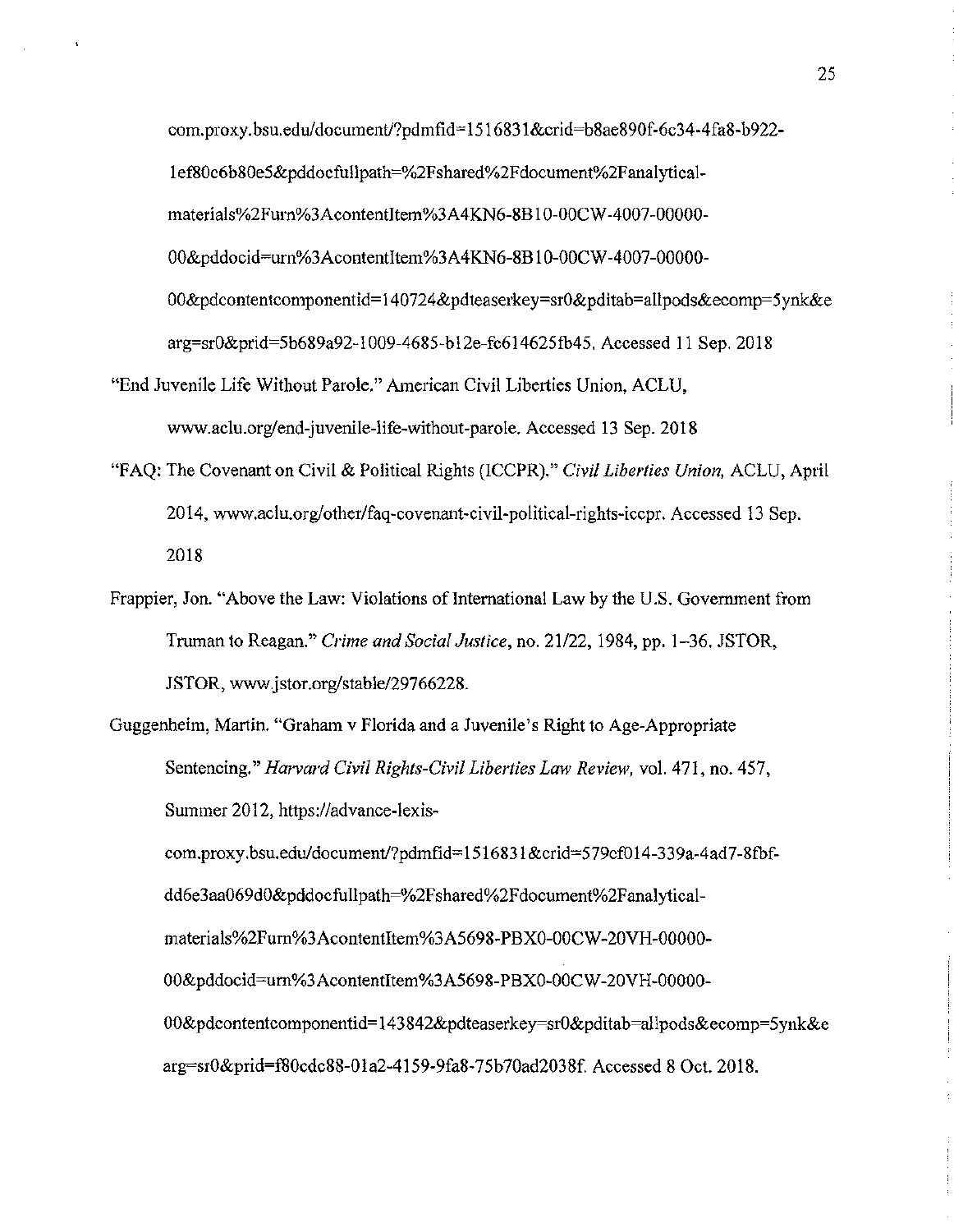com.proxy.bsu.edu/document/?pdmfid=1516831&crid=b8ae890f-6c34-4fa8-b922-1ef80c6b80e5&pddocfullpath=%2Fshared%2Fdocument%2Fanalytical-materials%2Furn%3AcontentItem%3A4KN6-8B10-00CW-4007-00000-00&pddocid=urn%3AcontentItem%3A4KN6-8B10-00CW-4007-00000-00&pdcontentcomponentid=140724&pdteaserkey=sr0&pditab=allpods&ecomp=5ynk&earg=sr0&prid=5b689a92-1009-4685-b12e-fc614625fb45. Accessed 11 Sep. 2018

"End Juvenile Life Without Parole." American Civil Liberties Union, ACLU, www.aclu.org/end-juvenile-life-without-parole. Accessed 13 Sep. 2018

"FAQ: The Covenant on Civil & Political Rights (ICCPR)." *Civil Liberties Union,* ACLU, April 2014, www.aclu.org/other/faq-covenant-civil-political-rights-iccpr. Accessed 13 Sep. 2018

Frappier, Jon. "Above the Law: Violations of International Law by the U.S. Government from Truman to Reagan." *Crime and Social Justice*, no. 21/22, 1984, pp. 1–36. JSTOR, JSTOR, www.jstor.org/stable/29766228.

Guggenheim, Martin. "Graham v Florida and a Juvenile's Right to Age-Appropriate Sentencing." *Harvard Civil Rights-Civil Liberties Law Review,* vol. 471, no. 457, Summer 2012, https://advance-lexis-com.proxy.bsu.edu/document/?pdmfid=1516831&crid=579cf014-339a-4ad7-8fbf-dd6e3aa069d0&pddocfullpath=%2Fshared%2Fdocument%2Fanalytical-materials%2Furn%3AcontentItem%3A5698-PBX0-00CW-20VH-00000-00&pddocid=urn%3AcontentItem%3A5698-PBX0-00CW-20VH-00000-00&pdcontentcomponentid=143842&pdteaserkey=sr0&pditab=allpods&ecomp=5ynk&earg=sr0&prid=f80cdc88-01a2-4159-9fa8-75b70ad2038f. Accessed 8 Oct. 2018.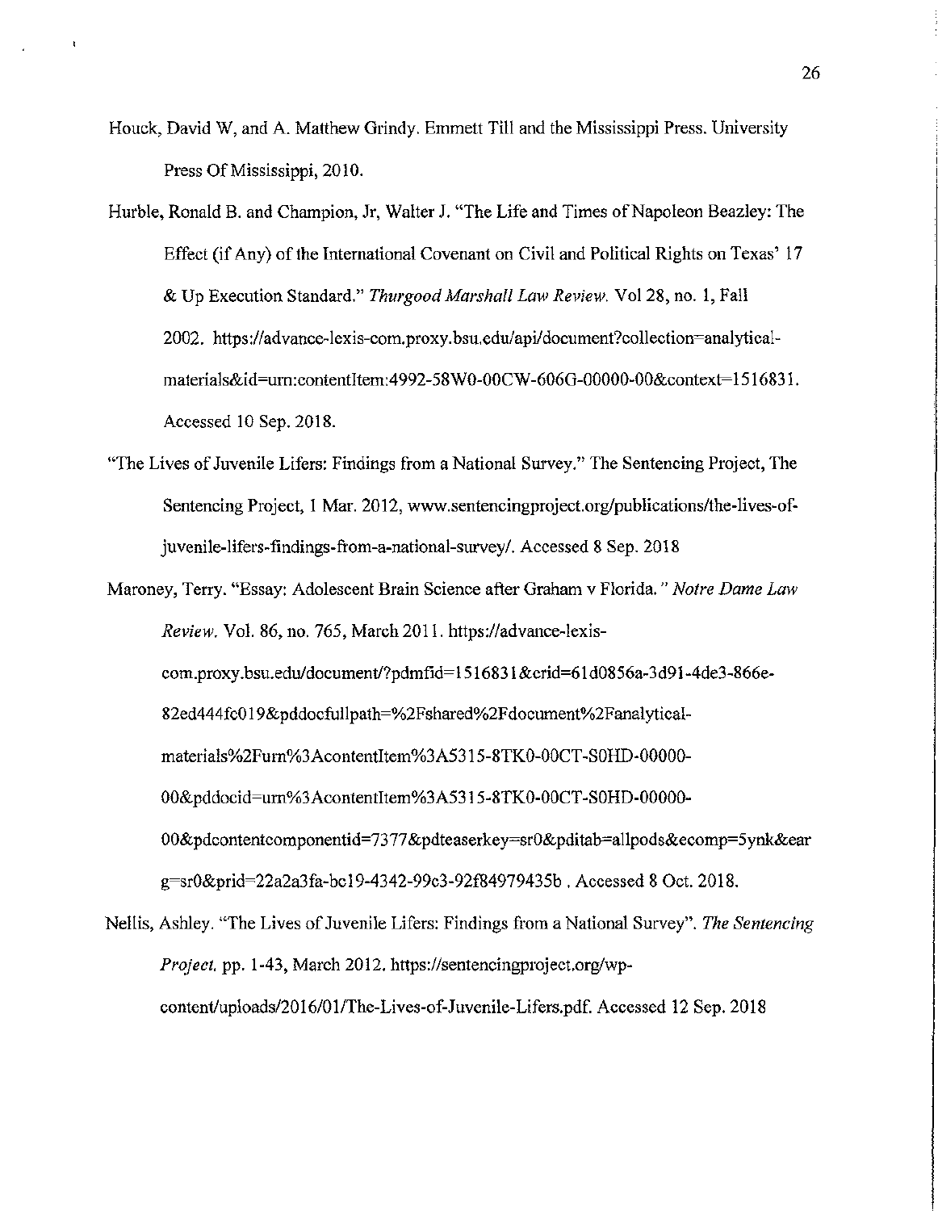Houck, David W, and A. Matthew Grindy. Emmett Till and the Mississippi Press. University Press Of Mississippi, 2010.

Hurble, Ronald B. and Champion, Jr, Walter J. "The Life and Times of Napoleon Beazley: The Effect (if Any) of the International Covenant on Civil and Political Rights on Texas' 17 & Up Execution Standard." *Thurgood Marshall Law Review.* Vol 28, no. 1, Fall 2002. https://advance-lexis-com.proxy.bsu.edu/api/document?collection=analytical-materials&id=urn:contentItem:4992-58W0-00CW-606G-00000-00&context=1516831. Accessed 10 Sep. 2018.

"The Lives of Juvenile Lifers: Findings from a National Survey." The Sentencing Project, The Sentencing Project, 1 Mar. 2012, www.sentencingproject.org/publications/the-lives-of-juvenile-lifers-findings-from-a-national-survey/. Accessed 8 Sep. 2018

Maroney, Terry. "Essay: Adolescent Brain Science after Graham v Florida." *Notre Dame Law Review.* Vol. 86, no. 765, March 2011. https://advance-lexis-com.proxy.bsu.edu/document/?pdmfid=1516831&crid=61d0856a-3d91-4de3-866e-82ed444fc019&pddocfullpath=%2Fshared%2Fdocument%2Fanalytical-materials%2Furn%3AcontentItem%3A5315-8TK0-00CT-S0HD-00000-00&pddocid=urn%3AcontentItem%3A5315-8TK0-00CT-S0HD-00000-00&pdcontentcomponentid=7377&pdteaserkey=sr0&pditab=allpods&ecomp=5ynk&earg=sr0&prid=22a2a3fa-bc19-4342-99c3-92f84979435b . Accessed 8 Oct. 2018.

Nellis, Ashley. "The Lives of Juvenile Lifers: Findings from a National Survey". *The Sentencing Project*, pp. 1-43, March 2012. https://sentencingproject.org/wp-content/uploads/2016/01/The-Lives-of-Juvenile-Lifers.pdf. Accessed 12 Sep. 2018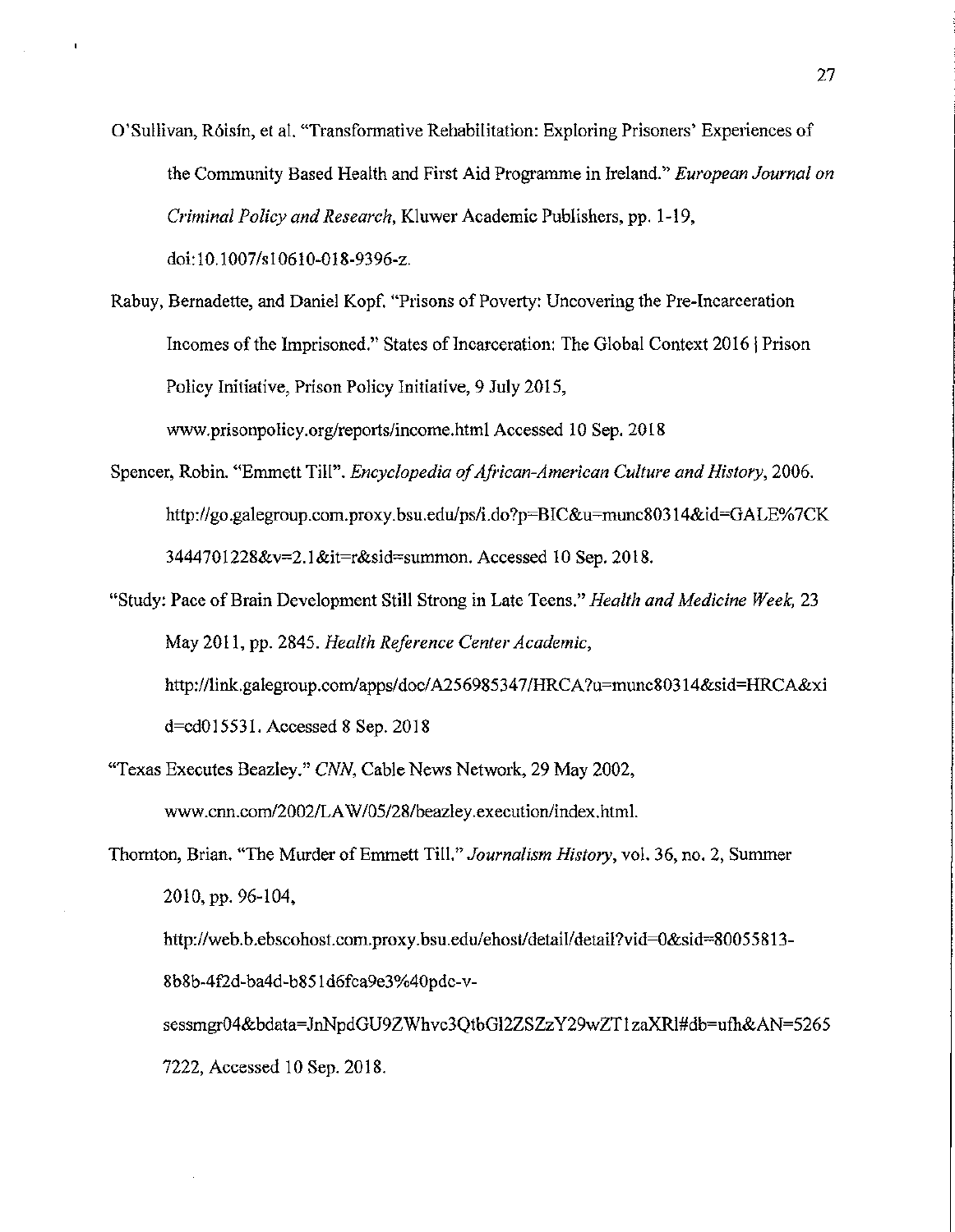O'Sullivan, Róisín, et al. "Transformative Rehabilitation: Exploring Prisoners' Experiences of the Community Based Health and First Aid Programme in Ireland." *European Journal on Criminal Policy and Research*, Kluwer Academic Publishers, pp. 1-19, doi:10.1007/s10610-018-9396-z.

Rabuy, Bernadette, and Daniel Kopf. "Prisons of Poverty: Uncovering the Pre-Incarceration Incomes of the Imprisoned." States of Incarceration: The Global Context 2016 | Prison Policy Initiative, Prison Policy Initiative, 9 July 2015, www.prisonpolicy.org/reports/income.html Accessed 10 Sep. 2018

Spencer, Robin. "Emmett Till". *Encyclopedia of African-American Culture and History*, 2006. http://go.galegroup.com.proxy.bsu.edu/ps/i.do?p=BIC&u=munc80314&id=GALE%7CK3444701228&v=2.1&it=r&sid=summon. Accessed 10 Sep. 2018.

"Study: Pace of Brain Development Still Strong in Late Teens." *Health and Medicine Week*, 23 May 2011, pp. 2845. *Health Reference Center Academic*, http://link.galegroup.com/apps/doc/A256985347/HRCA?u=munc80314&sid=HRCA&xid=cd015531. Accessed 8 Sep. 2018

"Texas Executes Beazley." *CNN*, Cable News Network, 29 May 2002, www.cnn.com/2002/LAW/05/28/beazley.execution/index.html.

Thornton, Brian. "The Murder of Emmett Till." *Journalism History*, vol. 36, no. 2, Summer 2010, pp. 96-104, http://web.b.ebscohost.com.proxy.bsu.edu/ehost/detail/detail?vid=0&sid=80055813-8b8b-4f2d-ba4d-b851d6fca9e3%40pdc-v-sessmgr04&bdata=JnNpdGU9ZWhvc3QtbGl2ZSZzY29wZT1zaXRl#db=ufh&AN=52657222, Accessed 10 Sep. 2018.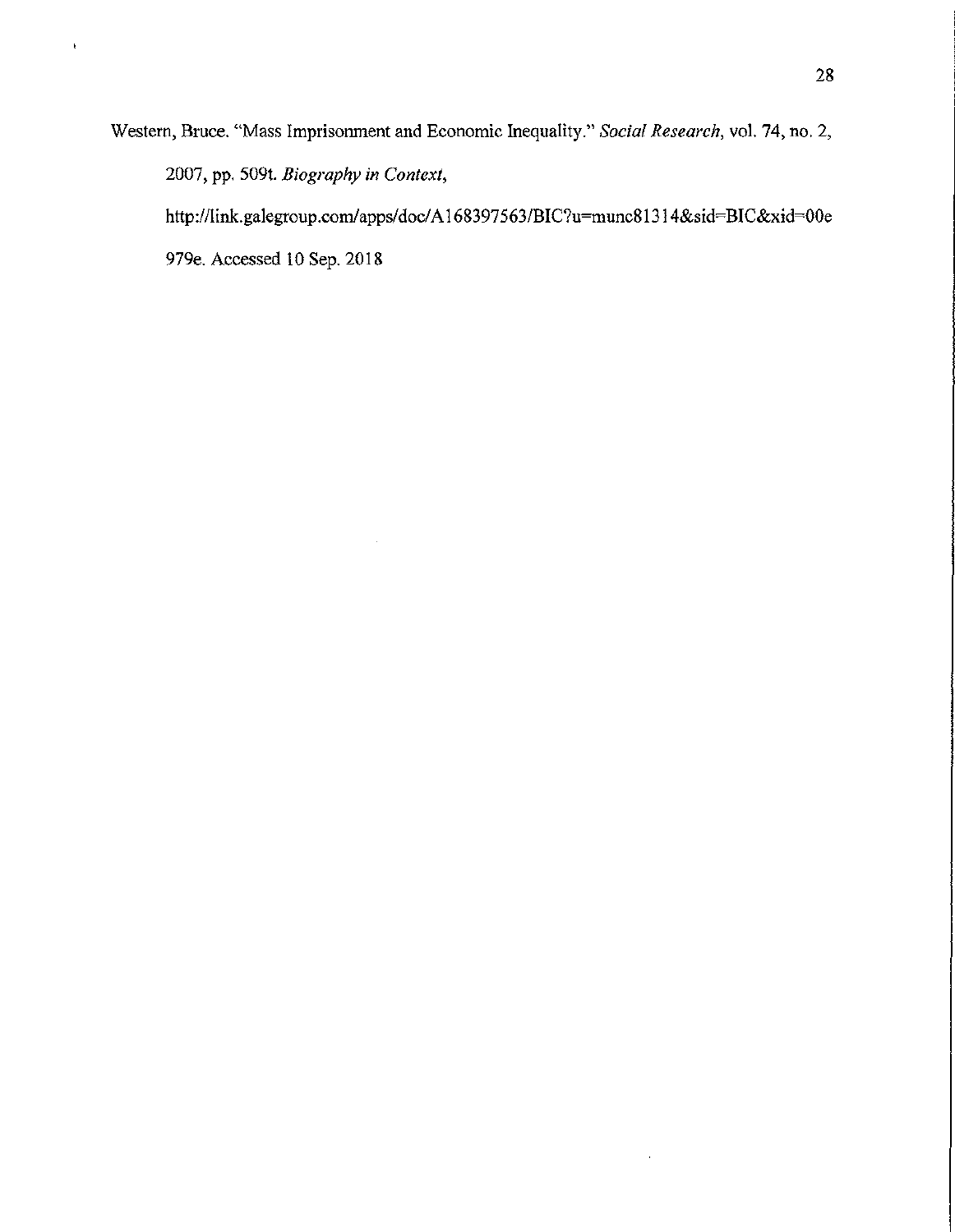Western, Bruce. "Mass Imprisonment and Economic Inequality." *Social Research*, vol. 74, no. 2, 2007, pp. 509t. *Biography in Context*, http://link.galegroup.com/apps/doc/A168397563/BIC?u=munc81314&sid=BIC&xid=00e979e. Accessed 10 Sep. 2018